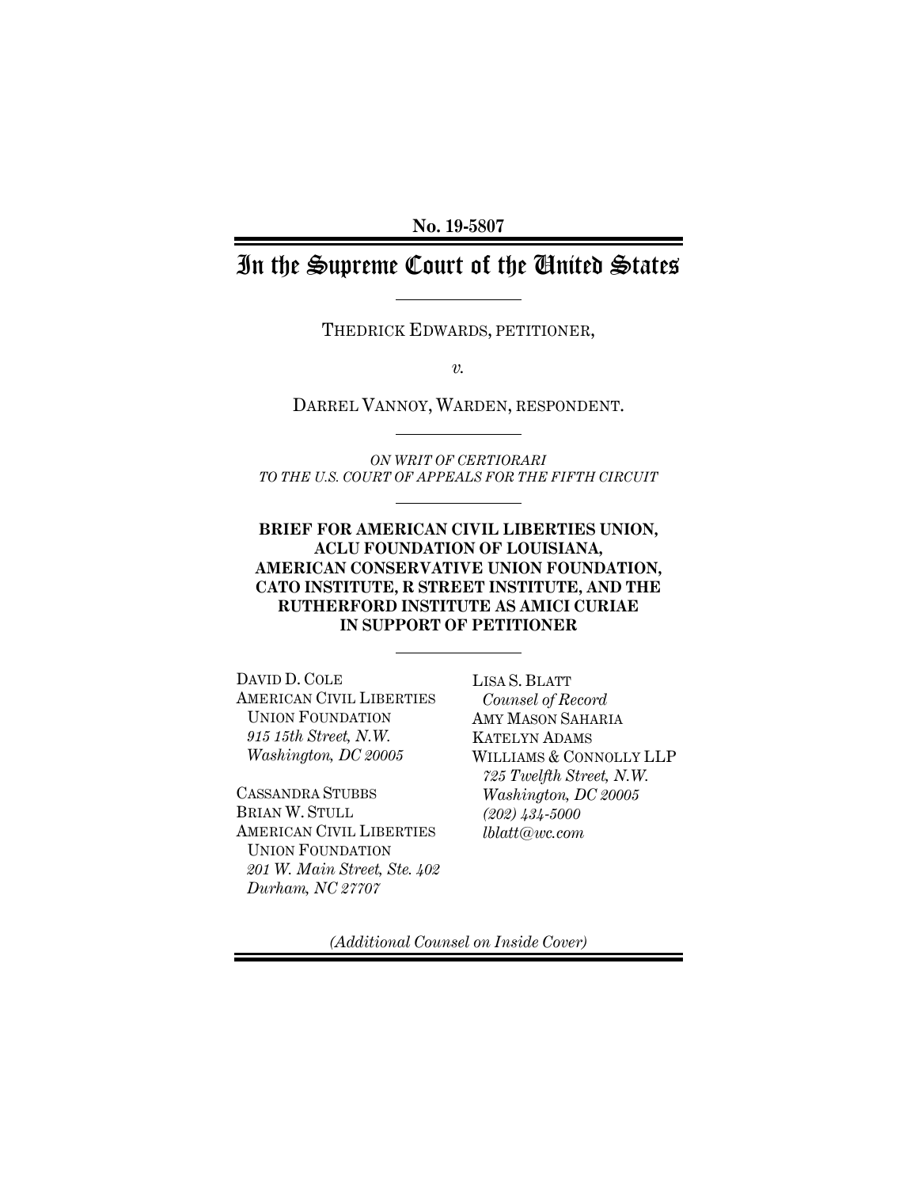**No. 19-5807**

# In the Supreme Court of the United States

THEDRICK EDWARDS, PETITIONER,

*v.*

DARREL VANNOY, WARDEN, RESPONDENT.

*ON WRIT OF CERTIORARI*
*TO THE U.S. COURT OF APPEALS FOR THE FIFTH CIRCUIT*

**BRIEF FOR AMERICAN CIVIL LIBERTIES UNION, ACLU FOUNDATION OF LOUISIANA, AMERICAN CONSERVATIVE UNION FOUNDATION, CATO INSTITUTE, R STREET INSTITUTE, AND THE RUTHERFORD INSTITUTE AS AMICI CURIAE IN SUPPORT OF PETITIONER**

DAVID D. COLE
AMERICAN CIVIL LIBERTIES UNION FOUNDATION
*915 15th Street, N.W.*
*Washington, DC 20005*

CASSANDRA STUBBS
BRIAN W. STULL
AMERICAN CIVIL LIBERTIES UNION FOUNDATION
*201 W. Main Street, Ste. 402*
*Durham, NC 27707*

LISA S. BLATT
*Counsel of Record*
AMY MASON SAHARIA
KATELYN ADAMS
WILLIAMS & CONNOLLY LLP
*725 Twelfth Street, N.W.*
*Washington, DC 20005*
*(202) 434-5000*
*lblatt@wc.com*

*(Additional Counsel on Inside Cover)*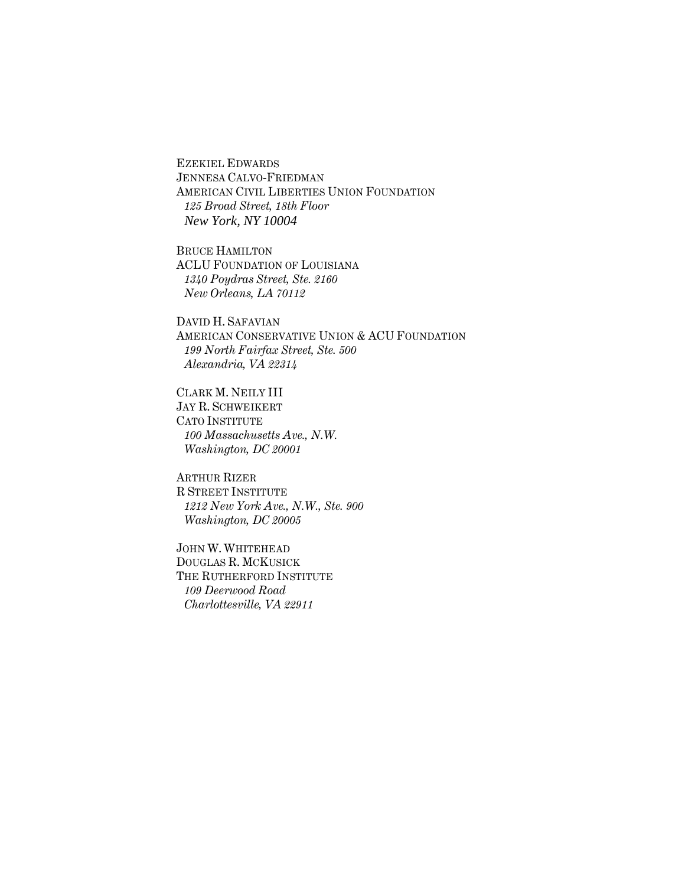EZEKIEL EDWARDS
JENNESA CALVO-FRIEDMAN
AMERICAN CIVIL LIBERTIES UNION FOUNDATION
*125 Broad Street, 18th Floor*
*New York, NY 10004*

BRUCE HAMILTON
ACLU FOUNDATION OF LOUISIANA
*1340 Poydras Street, Ste. 2160*
*New Orleans, LA 70112*

DAVID H. SAFAVIAN
AMERICAN CONSERVATIVE UNION & ACU FOUNDATION
*199 North Fairfax Street, Ste. 500*
*Alexandria, VA 22314*

CLARK M. NEILY III
JAY R. SCHWEIKERT
CATO INSTITUTE
*100 Massachusetts Ave., N.W.*
*Washington, DC 20001*

ARTHUR RIZER
R STREET INSTITUTE
*1212 New York Ave., N.W., Ste. 900*
*Washington, DC 20005*

JOHN W. WHITEHEAD
DOUGLAS R. MCKUSICK
THE RUTHERFORD INSTITUTE
*109 Deerwood Road*
*Charlottesville, VA 22911*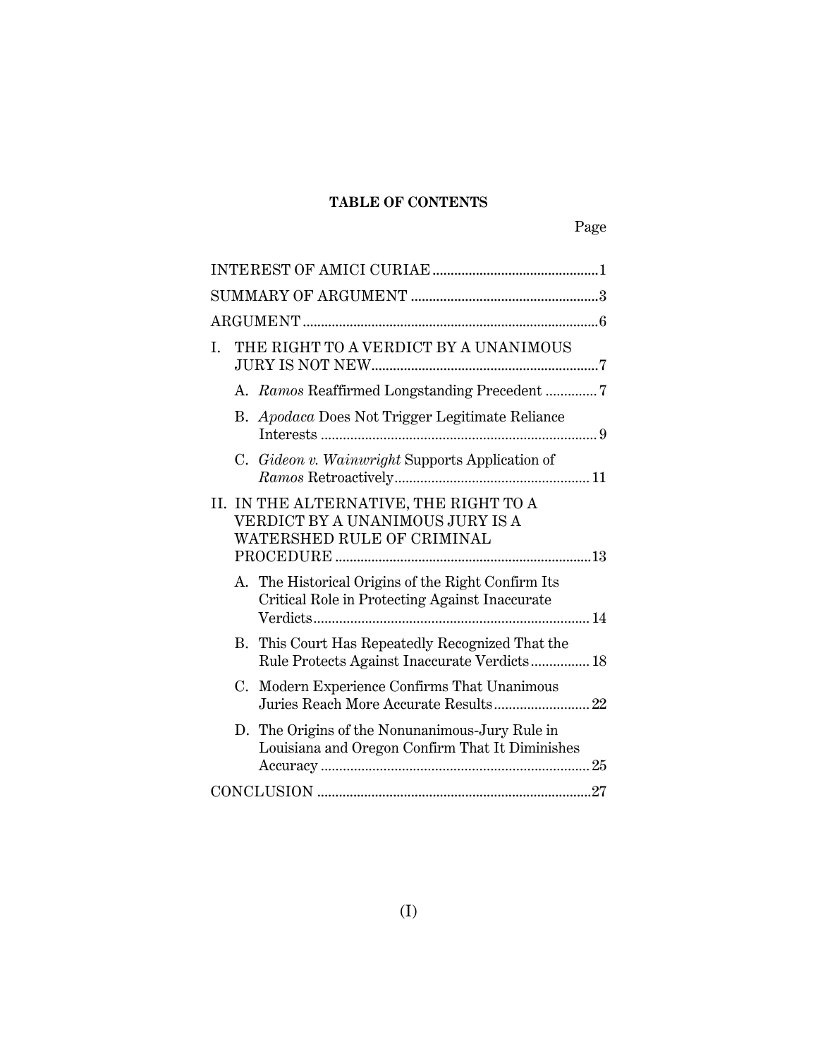**TABLE OF CONTENTS**

| | Page |
|---|---|
| INTEREST OF AMICI CURIAE | 1 |
| SUMMARY OF ARGUMENT | 3 |
| ARGUMENT | 6 |
| I. THE RIGHT TO A VERDICT BY A UNANIMOUS JURY IS NOT NEW | 7 |
| A. *Ramos* Reaffirmed Longstanding Precedent | 7 |
| B. *Apodaca* Does Not Trigger Legitimate Reliance Interests | 9 |
| C. *Gideon v. Wainwright* Supports Application of *Ramos* Retroactively | 11 |
| II. IN THE ALTERNATIVE, THE RIGHT TO A VERDICT BY A UNANIMOUS JURY IS A WATERSHED RULE OF CRIMINAL PROCEDURE | 13 |
| A. The Historical Origins of the Right Confirm Its Critical Role in Protecting Against Inaccurate Verdicts | 14 |
| B. This Court Has Repeatedly Recognized That the Rule Protects Against Inaccurate Verdicts | 18 |
| C. Modern Experience Confirms That Unanimous Juries Reach More Accurate Results | 22 |
| D. The Origins of the Nonunanimous-Jury Rule in Louisiana and Oregon Confirm That It Diminishes Accuracy | 25 |
| CONCLUSION | 27 |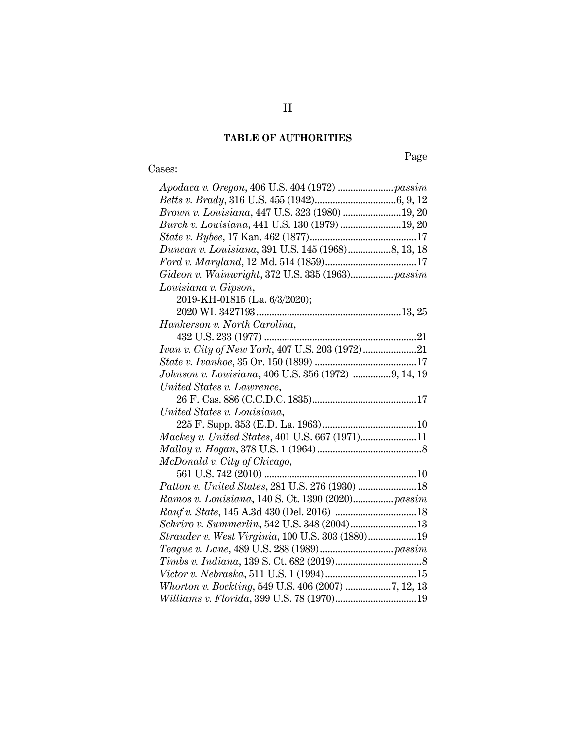## TABLE OF AUTHORITIES

Page

Cases:

*Apodaca v. Oregon*, 406 U.S. 404 (1972) ...................... *passim*

*Betts v. Brady*, 316 U.S. 455 (1942)................................6, 9, 12

*Brown v. Louisiana*, 447 U.S. 323 (1980) .......................19, 20

*Burch v. Louisiana*, 441 U.S. 130 (1979) ........................19, 20

*State v. Bybee*, 17 Kan. 462 (1877)..........................................17

*Duncan v. Louisiana*, 391 U.S. 145 (1968).................8, 13, 18

*Ford v. Maryland*, 12 Md. 514 (1859)....................................17

*Gideon v. Wainwright*, 372 U.S. 335 (1963)................. *passim*

*Louisiana v. Gipson*,
 2019-KH-01815 (La. 6/3/2020);
 2020 WL 3427193.........................................................13, 25

*Hankerson v. North Carolina*,
 432 U.S. 233 (1977) ............................................................21

*Ivan v. City of New York*, 407 U.S. 203 (1972).....................21

*State v. Ivanhoe*, 35 Or. 150 (1899) ........................................17

*Johnson v. Louisiana*, 406 U.S. 356 (1972) ...............9, 14, 19

*United States v. Lawrence*,
 26 F. Cas. 886 (C.C.D.C. 1835).........................................17

*United States v. Louisiana*,
 225 F. Supp. 353 (E.D. La. 1963).....................................10

*Mackey v. United States*, 401 U.S. 667 (1971)......................11

*Malloy v. Hogan*, 378 U.S. 1 (1964).........................................8

*McDonald v. City of Chicago*,
 561 U.S. 742 (2010) ............................................................10

*Patton v. United States*, 281 U.S. 276 (1930) .......................18

*Ramos v. Louisiana*, 140 S. Ct. 1390 (2020)................ *passim*

*Rauf v. State*, 145 A.3d 430 (Del. 2016) ................................18

*Schriro v. Summerlin*, 542 U.S. 348 (2004)..........................13

*Strauder v. West Virginia*, 100 U.S. 303 (1880)...................19

*Teague v. Lane*, 489 U.S. 288 (1989)............................. *passim*

*Timbs v. Indiana*, 139 S. Ct. 682 (2019)..................................8

*Victor v. Nebraska*, 511 U.S. 1 (1994)....................................15

*Whorton v. Bockting*, 549 U.S. 406 (2007) ..................7, 12, 13

*Williams v. Florida*, 399 U.S. 78 (1970)................................19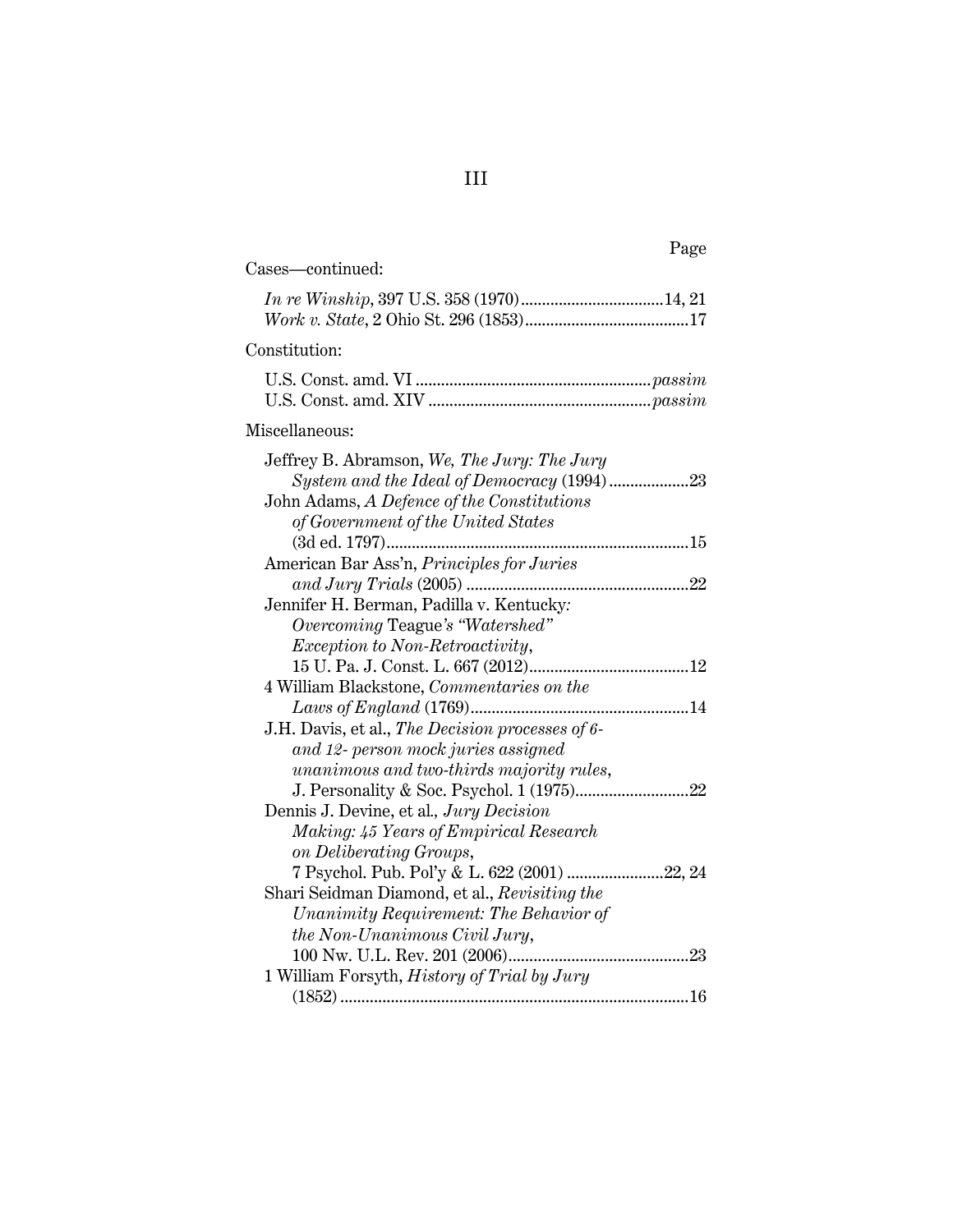Page

Cases—continued:

*In re Winship*, 397 U.S. 358 (1970) ................................. 14, 21
*Work v. State*, 2 Ohio St. 296 (1853) ...................................... 17

Constitution:

U.S. Const. amd. VI ....................................................... *passim*
U.S. Const. amd. XIV .................................................... *passim*

Miscellaneous:

Jeffrey B. Abramson, *We, The Jury: The Jury System and the Ideal of Democracy* (1994) ................... 23
John Adams, *A Defence of the Constitutions of Government of the United States* (3d ed. 1797) ....................................................................... 15
American Bar Ass'n, *Principles for Juries and Jury Trials* (2005) .................................................... 22
Jennifer H. Berman, Padilla v. Kentucky*: Overcoming* Teague*'s "Watershed" Exception to Non-Retroactivity*, 15 U. Pa. J. Const. L. 667 (2012) ...................................... 12
4 William Blackstone, *Commentaries on the Laws of England* (1769) .................................................... 14
J.H. Davis, et al., *The Decision processes of 6- and 12- person mock juries assigned unanimous and two-thirds majority rules*, J. Personality & Soc. Psychol. 1 (1975) ........................... 22
Dennis J. Devine, et al., *Jury Decision Making: 45 Years of Empirical Research on Deliberating Groups*, 7 Psychol. Pub. Pol'y & L. 622 (2001) ....................... 22, 24
Shari Seidman Diamond, et al., *Revisiting the Unanimity Requirement: The Behavior of the Non-Unanimous Civil Jury*, 100 Nw. U.L. Rev. 201 (2006) ........................................... 23
1 William Forsyth, *History of Trial by Jury* (1852) .................................................................................. 16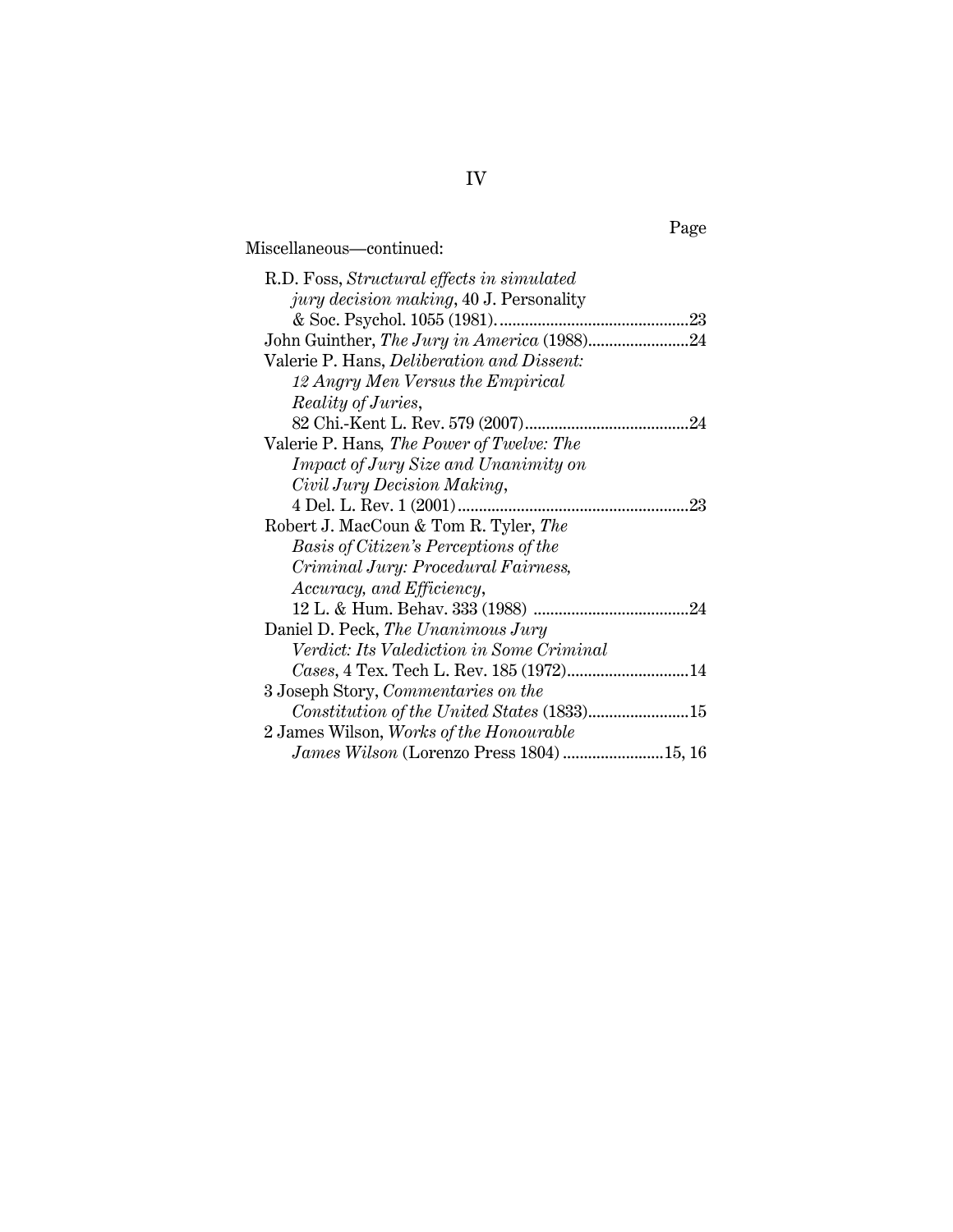Page

Miscellaneous—continued:

R.D. Foss, *Structural effects in simulated jury decision making*, 40 J. Personality & Soc. Psychol. 1055 (1981). .......... 23

John Guinther, *The Jury in America* (1988).......... 24

Valerie P. Hans, *Deliberation and Dissent: 12 Angry Men Versus the Empirical Reality of Juries*, 82 Chi.-Kent L. Rev. 579 (2007).......... 24

Valerie P. Hans, *The Power of Twelve: The Impact of Jury Size and Unanimity on Civil Jury Decision Making*, 4 Del. L. Rev. 1 (2001).......... 23

Robert J. MacCoun & Tom R. Tyler, *The Basis of Citizen's Perceptions of the Criminal Jury: Procedural Fairness, Accuracy, and Efficiency*, 12 L. & Hum. Behav. 333 (1988) .......... 24

Daniel D. Peck, *The Unanimous Jury Verdict: Its Valediction in Some Criminal Cases*, 4 Tex. Tech L. Rev. 185 (1972).......... 14

3 Joseph Story, *Commentaries on the Constitution of the United States* (1833).......... 15

2 James Wilson, *Works of the Honourable James Wilson* (Lorenzo Press 1804) .......... 15, 16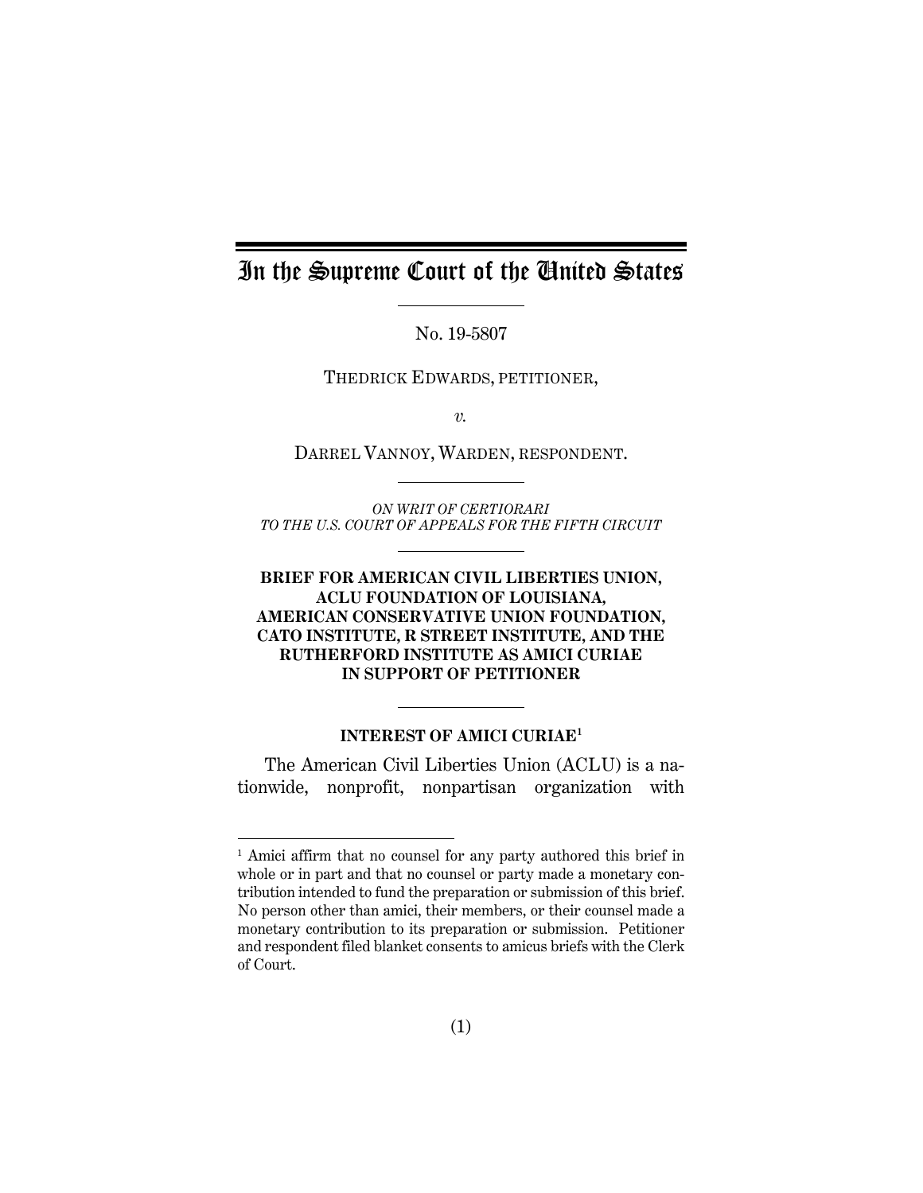# In the Supreme Court of the United States

No. 19-5807

THEDRICK EDWARDS, PETITIONER,

*v.*

DARREL VANNOY, WARDEN, RESPONDENT.

*ON WRIT OF CERTIORARI TO THE U.S. COURT OF APPEALS FOR THE FIFTH CIRCUIT*

**BRIEF FOR AMERICAN CIVIL LIBERTIES UNION, ACLU FOUNDATION OF LOUISIANA, AMERICAN CONSERVATIVE UNION FOUNDATION, CATO INSTITUTE, R STREET INSTITUTE, AND THE RUTHERFORD INSTITUTE AS AMICI CURIAE IN SUPPORT OF PETITIONER**

## INTEREST OF AMICI CURIAE[1]

The American Civil Liberties Union (ACLU) is a nationwide, nonprofit, nonpartisan organization with

[1] Amici affirm that no counsel for any party authored this brief in whole or in part and that no counsel or party made a monetary contribution intended to fund the preparation or submission of this brief. No person other than amici, their members, or their counsel made a monetary contribution to its preparation or submission. Petitioner and respondent filed blanket consents to amicus briefs with the Clerk of Court.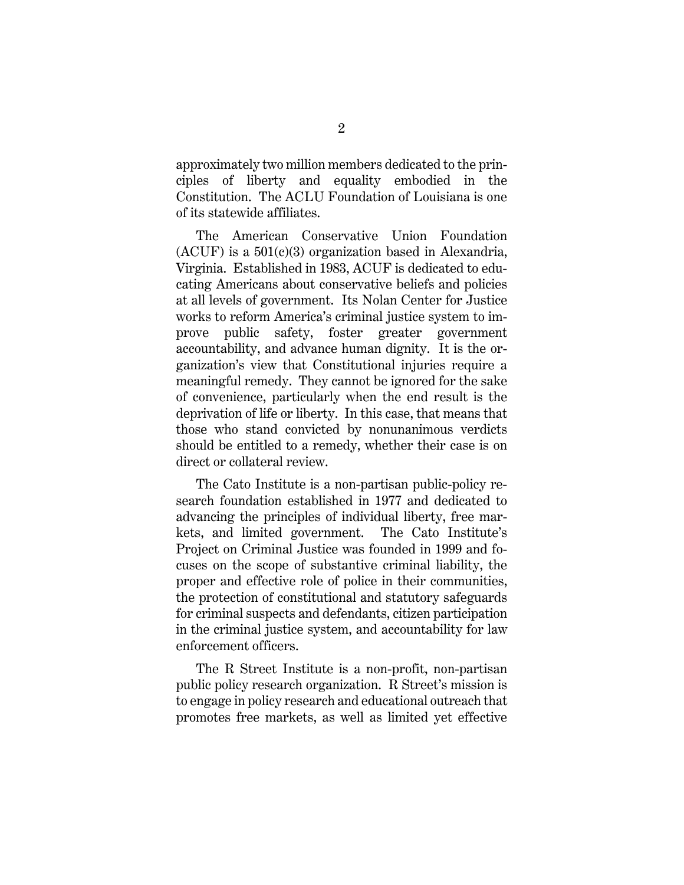approximately two million members dedicated to the principles of liberty and equality embodied in the Constitution. The ACLU Foundation of Louisiana is one of its statewide affiliates.

The American Conservative Union Foundation (ACUF) is a 501(c)(3) organization based in Alexandria, Virginia. Established in 1983, ACUF is dedicated to educating Americans about conservative beliefs and policies at all levels of government. Its Nolan Center for Justice works to reform America's criminal justice system to improve public safety, foster greater government accountability, and advance human dignity. It is the organization's view that Constitutional injuries require a meaningful remedy. They cannot be ignored for the sake of convenience, particularly when the end result is the deprivation of life or liberty. In this case, that means that those who stand convicted by nonunanimous verdicts should be entitled to a remedy, whether their case is on direct or collateral review.

The Cato Institute is a non-partisan public-policy research foundation established in 1977 and dedicated to advancing the principles of individual liberty, free markets, and limited government. The Cato Institute's Project on Criminal Justice was founded in 1999 and focuses on the scope of substantive criminal liability, the proper and effective role of police in their communities, the protection of constitutional and statutory safeguards for criminal suspects and defendants, citizen participation in the criminal justice system, and accountability for law enforcement officers.

The R Street Institute is a non-profit, non-partisan public policy research organization. R Street's mission is to engage in policy research and educational outreach that promotes free markets, as well as limited yet effective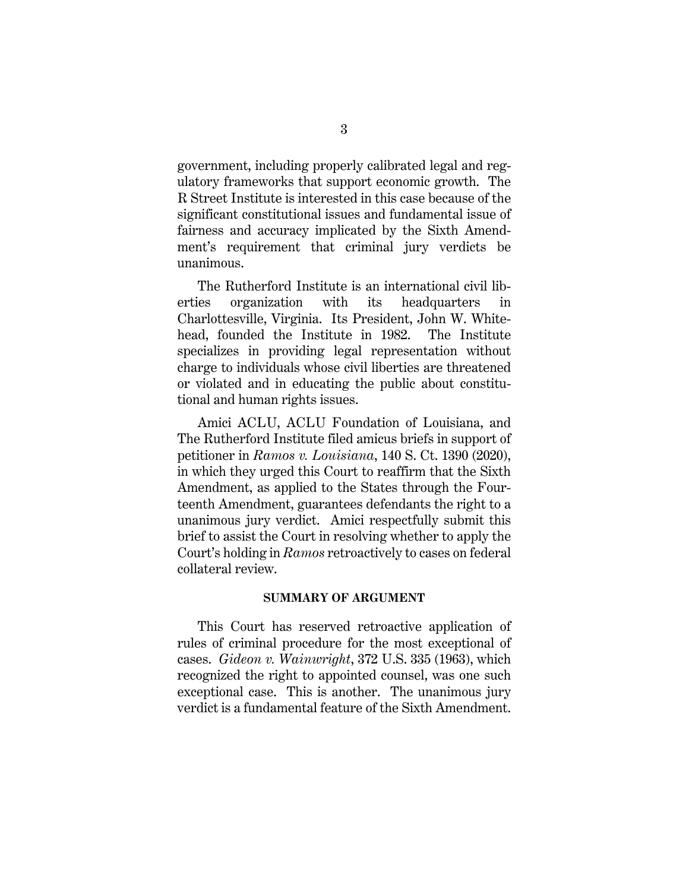government, including properly calibrated legal and regulatory frameworks that support economic growth. The R Street Institute is interested in this case because of the significant constitutional issues and fundamental issue of fairness and accuracy implicated by the Sixth Amendment's requirement that criminal jury verdicts be unanimous.

The Rutherford Institute is an international civil liberties organization with its headquarters in Charlottesville, Virginia. Its President, John W. Whitehead, founded the Institute in 1982. The Institute specializes in providing legal representation without charge to individuals whose civil liberties are threatened or violated and in educating the public about constitutional and human rights issues.

Amici ACLU, ACLU Foundation of Louisiana, and The Rutherford Institute filed amicus briefs in support of petitioner in *Ramos v. Louisiana*, 140 S. Ct. 1390 (2020), in which they urged this Court to reaffirm that the Sixth Amendment, as applied to the States through the Fourteenth Amendment, guarantees defendants the right to a unanimous jury verdict. Amici respectfully submit this brief to assist the Court in resolving whether to apply the Court's holding in *Ramos* retroactively to cases on federal collateral review.

## SUMMARY OF ARGUMENT

This Court has reserved retroactive application of rules of criminal procedure for the most exceptional of cases. *Gideon v. Wainwright*, 372 U.S. 335 (1963), which recognized the right to appointed counsel, was one such exceptional case. This is another. The unanimous jury verdict is a fundamental feature of the Sixth Amendment.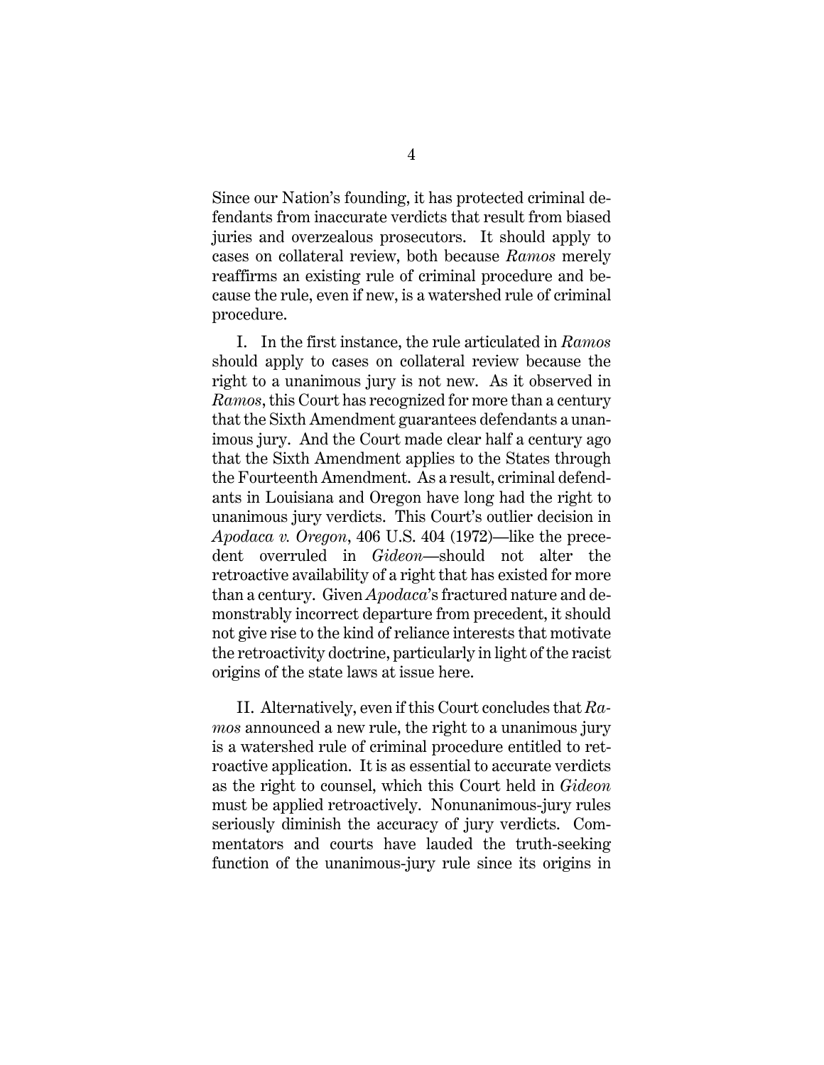Since our Nation's founding, it has protected criminal defendants from inaccurate verdicts that result from biased juries and overzealous prosecutors. It should apply to cases on collateral review, both because *Ramos* merely reaffirms an existing rule of criminal procedure and because the rule, even if new, is a watershed rule of criminal procedure.

I. In the first instance, the rule articulated in *Ramos* should apply to cases on collateral review because the right to a unanimous jury is not new. As it observed in *Ramos*, this Court has recognized for more than a century that the Sixth Amendment guarantees defendants a unanimous jury. And the Court made clear half a century ago that the Sixth Amendment applies to the States through the Fourteenth Amendment. As a result, criminal defendants in Louisiana and Oregon have long had the right to unanimous jury verdicts. This Court's outlier decision in *Apodaca v. Oregon*, 406 U.S. 404 (1972)—like the precedent overruled in *Gideon*—should not alter the retroactive availability of a right that has existed for more than a century. Given *Apodaca*'s fractured nature and demonstrably incorrect departure from precedent, it should not give rise to the kind of reliance interests that motivate the retroactivity doctrine, particularly in light of the racist origins of the state laws at issue here.

II. Alternatively, even if this Court concludes that *Ramos* announced a new rule, the right to a unanimous jury is a watershed rule of criminal procedure entitled to retroactive application. It is as essential to accurate verdicts as the right to counsel, which this Court held in *Gideon* must be applied retroactively. Nonunanimous-jury rules seriously diminish the accuracy of jury verdicts. Commentators and courts have lauded the truth-seeking function of the unanimous-jury rule since its origins in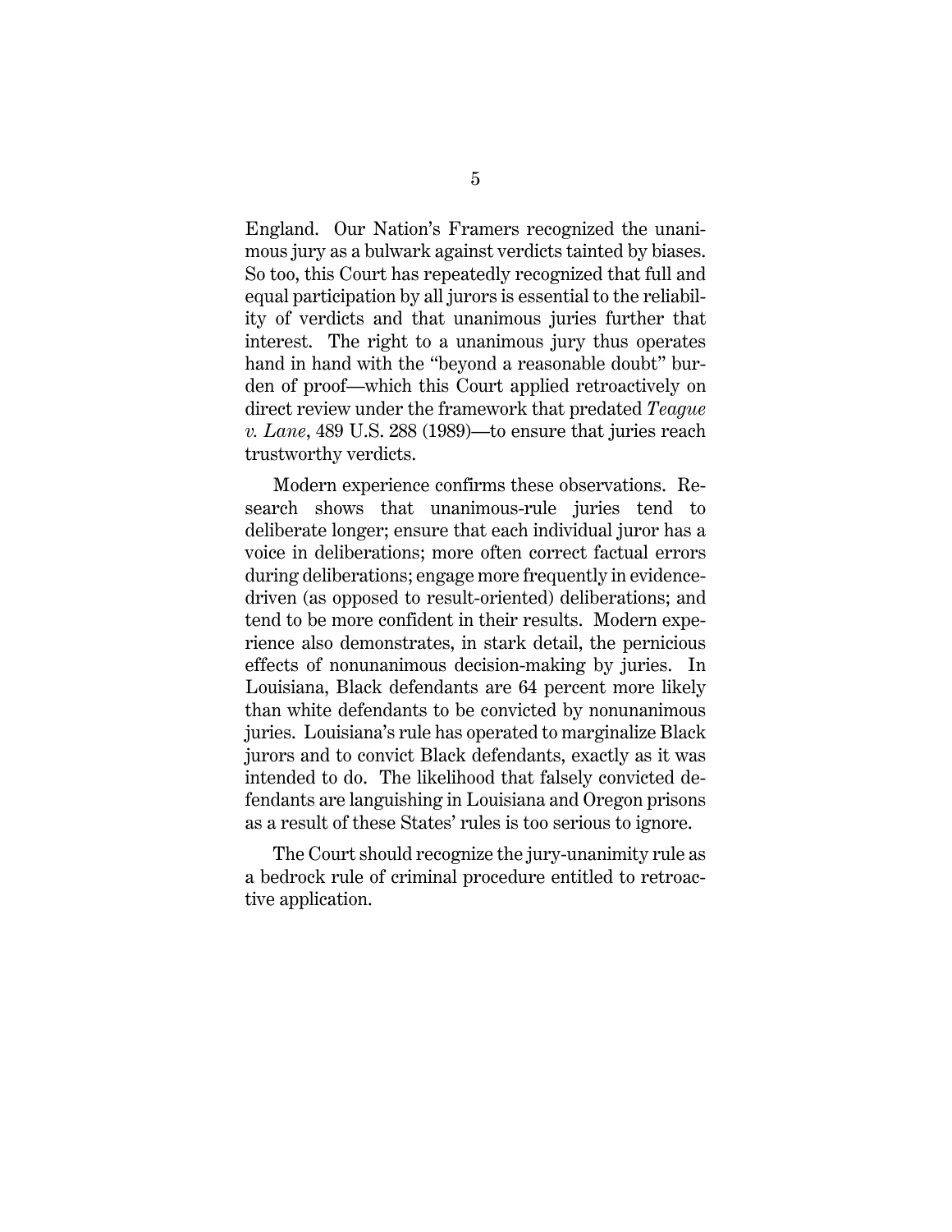England. Our Nation's Framers recognized the unanimous jury as a bulwark against verdicts tainted by biases. So too, this Court has repeatedly recognized that full and equal participation by all jurors is essential to the reliability of verdicts and that unanimous juries further that interest. The right to a unanimous jury thus operates hand in hand with the "beyond a reasonable doubt" burden of proof—which this Court applied retroactively on direct review under the framework that predated *Teague v. Lane*, 489 U.S. 288 (1989)—to ensure that juries reach trustworthy verdicts.

Modern experience confirms these observations. Research shows that unanimous-rule juries tend to deliberate longer; ensure that each individual juror has a voice in deliberations; more often correct factual errors during deliberations; engage more frequently in evidence-driven (as opposed to result-oriented) deliberations; and tend to be more confident in their results. Modern experience also demonstrates, in stark detail, the pernicious effects of nonunanimous decision-making by juries. In Louisiana, Black defendants are 64 percent more likely than white defendants to be convicted by nonunanimous juries. Louisiana's rule has operated to marginalize Black jurors and to convict Black defendants, exactly as it was intended to do. The likelihood that falsely convicted defendants are languishing in Louisiana and Oregon prisons as a result of these States' rules is too serious to ignore.

The Court should recognize the jury-unanimity rule as a bedrock rule of criminal procedure entitled to retroactive application.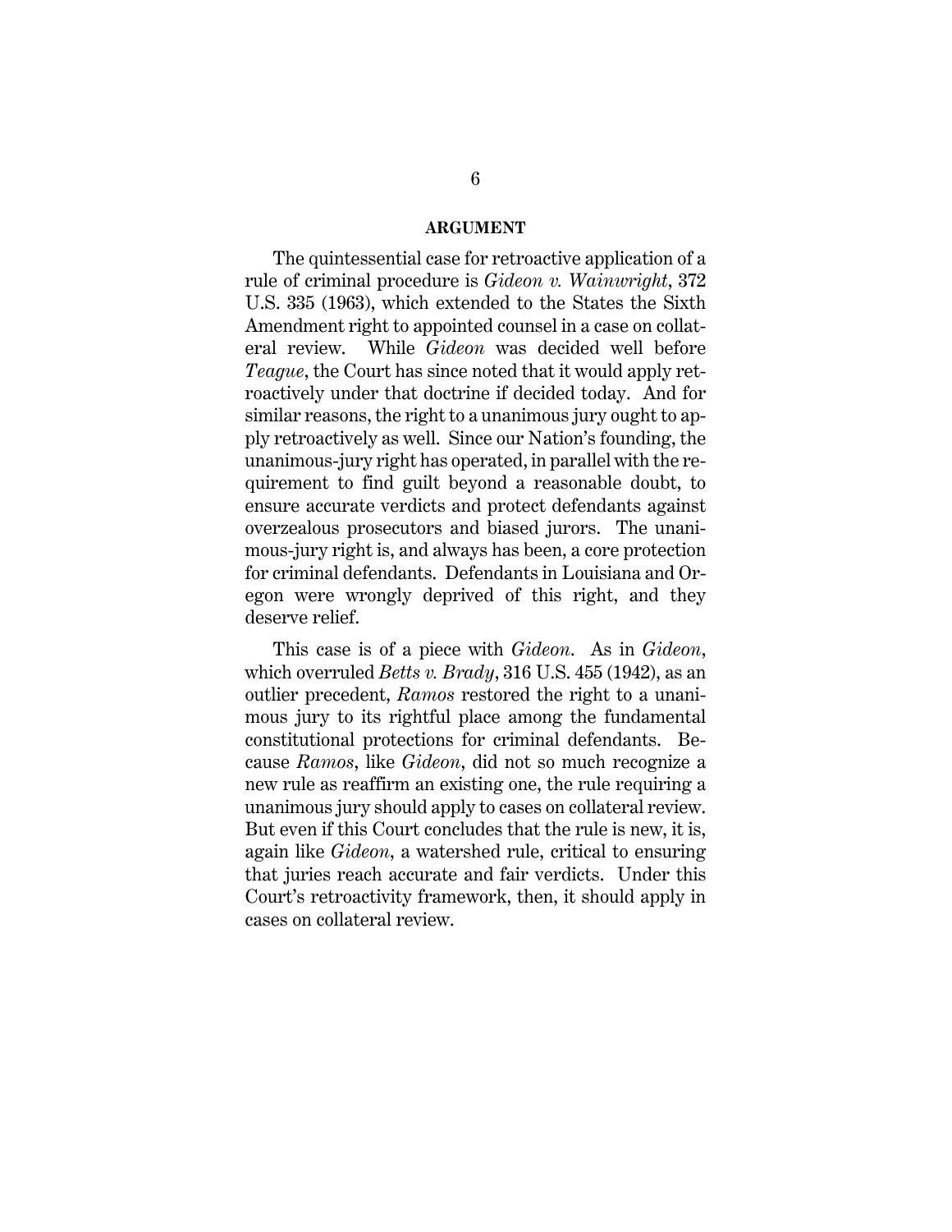## ARGUMENT

The quintessential case for retroactive application of a rule of criminal procedure is *Gideon v. Wainwright*, 372 U.S. 335 (1963), which extended to the States the Sixth Amendment right to appointed counsel in a case on collateral review. While *Gideon* was decided well before *Teague*, the Court has since noted that it would apply retroactively under that doctrine if decided today. And for similar reasons, the right to a unanimous jury ought to apply retroactively as well. Since our Nation's founding, the unanimous-jury right has operated, in parallel with the requirement to find guilt beyond a reasonable doubt, to ensure accurate verdicts and protect defendants against overzealous prosecutors and biased jurors. The unanimous-jury right is, and always has been, a core protection for criminal defendants. Defendants in Louisiana and Oregon were wrongly deprived of this right, and they deserve relief.

This case is of a piece with *Gideon*. As in *Gideon*, which overruled *Betts v. Brady*, 316 U.S. 455 (1942), as an outlier precedent, *Ramos* restored the right to a unanimous jury to its rightful place among the fundamental constitutional protections for criminal defendants. Because *Ramos*, like *Gideon*, did not so much recognize a new rule as reaffirm an existing one, the rule requiring a unanimous jury should apply to cases on collateral review. But even if this Court concludes that the rule is new, it is, again like *Gideon*, a watershed rule, critical to ensuring that juries reach accurate and fair verdicts. Under this Court's retroactivity framework, then, it should apply in cases on collateral review.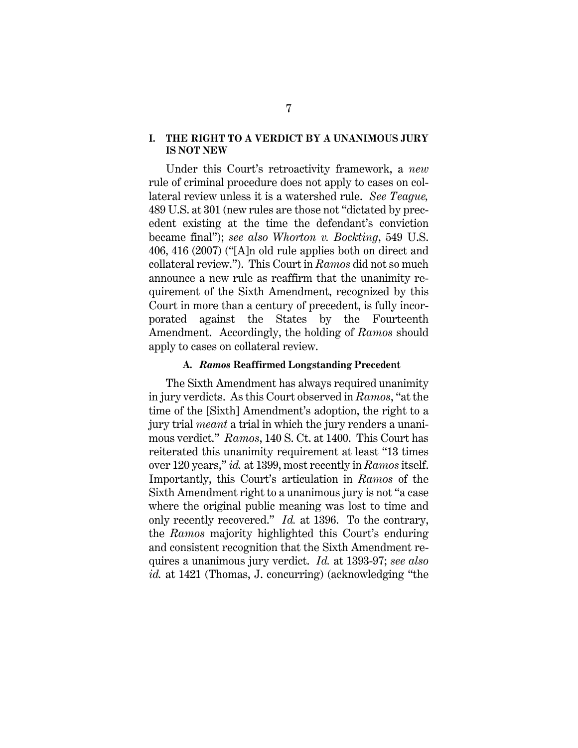## I. THE RIGHT TO A VERDICT BY A UNANIMOUS JURY IS NOT NEW

Under this Court's retroactivity framework, a *new* rule of criminal procedure does not apply to cases on collateral review unless it is a watershed rule. *See Teague,* 489 U.S. at 301 (new rules are those not "dictated by precedent existing at the time the defendant's conviction became final"); *see also Whorton v. Bockting*, 549 U.S. 406, 416 (2007) ("[A]n old rule applies both on direct and collateral review."). This Court in *Ramos* did not so much announce a new rule as reaffirm that the unanimity requirement of the Sixth Amendment, recognized by this Court in more than a century of precedent, is fully incorporated against the States by the Fourteenth Amendment. Accordingly, the holding of *Ramos* should apply to cases on collateral review.

### A. *Ramos* Reaffirmed Longstanding Precedent

The Sixth Amendment has always required unanimity in jury verdicts. As this Court observed in *Ramos*, "at the time of the [Sixth] Amendment's adoption, the right to a jury trial *meant* a trial in which the jury renders a unanimous verdict." *Ramos*, 140 S. Ct. at 1400. This Court has reiterated this unanimity requirement at least "13 times over 120 years," *id.* at 1399, most recently in *Ramos* itself. Importantly, this Court's articulation in *Ramos* of the Sixth Amendment right to a unanimous jury is not "a case where the original public meaning was lost to time and only recently recovered." *Id.* at 1396. To the contrary, the *Ramos* majority highlighted this Court's enduring and consistent recognition that the Sixth Amendment requires a unanimous jury verdict. *Id.* at 1393-97; *see also id.* at 1421 (Thomas, J. concurring) (acknowledging "the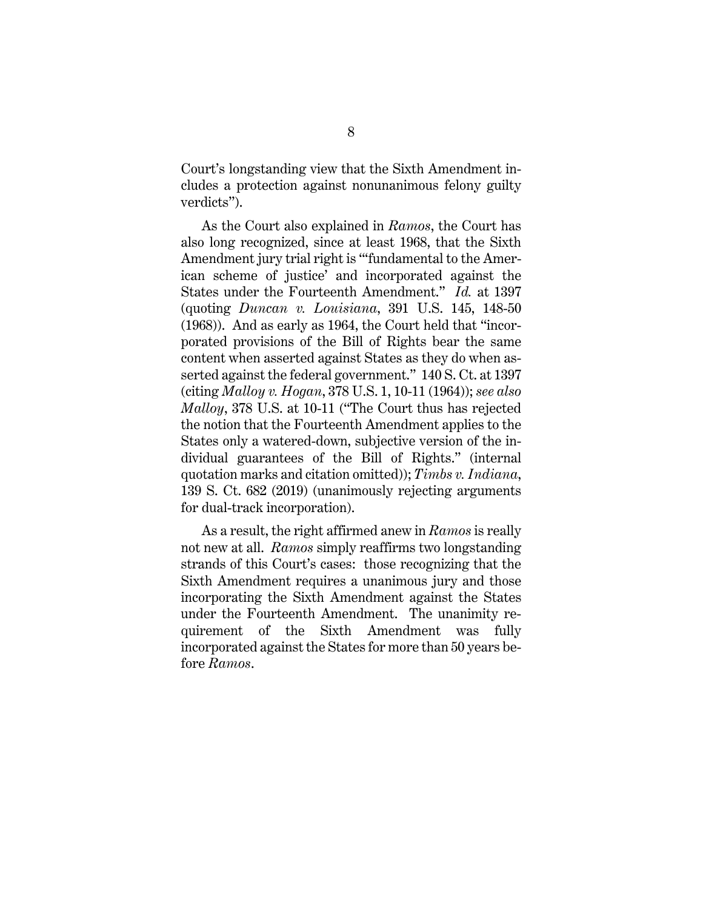Court's longstanding view that the Sixth Amendment includes a protection against nonunanimous felony guilty verdicts").

As the Court also explained in *Ramos*, the Court has also long recognized, since at least 1968, that the Sixth Amendment jury trial right is "'fundamental to the American scheme of justice' and incorporated against the States under the Fourteenth Amendment." *Id.* at 1397 (quoting *Duncan v. Louisiana*, 391 U.S. 145, 148-50 (1968)). And as early as 1964, the Court held that "incorporated provisions of the Bill of Rights bear the same content when asserted against States as they do when asserted against the federal government." 140 S. Ct. at 1397 (citing *Malloy v. Hogan*, 378 U.S. 1, 10-11 (1964)); *see also Malloy*, 378 U.S. at 10-11 ("The Court thus has rejected the notion that the Fourteenth Amendment applies to the States only a watered-down, subjective version of the individual guarantees of the Bill of Rights." (internal quotation marks and citation omitted)); *Timbs v. Indiana*, 139 S. Ct. 682 (2019) (unanimously rejecting arguments for dual-track incorporation).

As a result, the right affirmed anew in *Ramos* is really not new at all. *Ramos* simply reaffirms two longstanding strands of this Court's cases: those recognizing that the Sixth Amendment requires a unanimous jury and those incorporating the Sixth Amendment against the States under the Fourteenth Amendment. The unanimity requirement of the Sixth Amendment was fully incorporated against the States for more than 50 years before *Ramos*.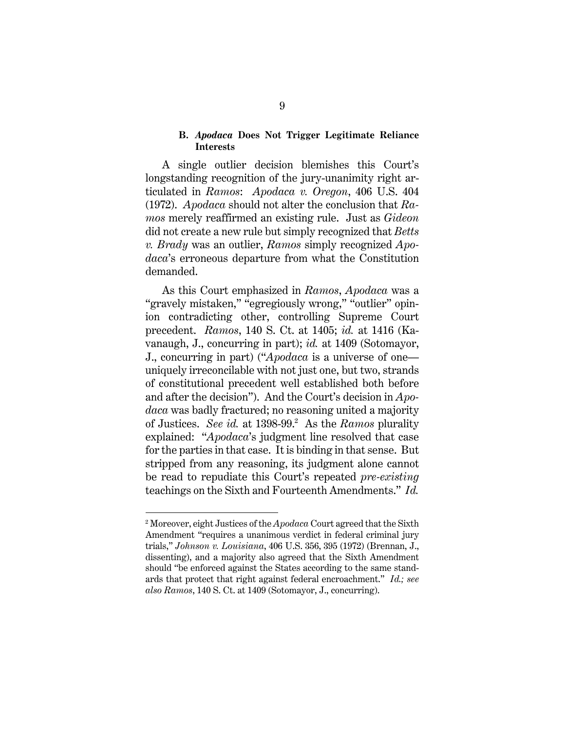### B. *Apodaca* Does Not Trigger Legitimate Reliance Interests

A single outlier decision blemishes this Court's longstanding recognition of the jury-unanimity right articulated in *Ramos*: *Apodaca v. Oregon*, 406 U.S. 404 (1972). *Apodaca* should not alter the conclusion that *Ramos* merely reaffirmed an existing rule. Just as *Gideon* did not create a new rule but simply recognized that *Betts v. Brady* was an outlier, *Ramos* simply recognized *Apodaca*'s erroneous departure from what the Constitution demanded.

As this Court emphasized in *Ramos*, *Apodaca* was a "gravely mistaken," "egregiously wrong," "outlier" opinion contradicting other, controlling Supreme Court precedent. *Ramos*, 140 S. Ct. at 1405; *id.* at 1416 (Kavanaugh, J., concurring in part); *id.* at 1409 (Sotomayor, J., concurring in part) ("*Apodaca* is a universe of one—uniquely irreconcilable with not just one, but two, strands of constitutional precedent well established both before and after the decision"). And the Court's decision in *Apodaca* was badly fractured; no reasoning united a majority of Justices. *See id.* at 1398-99.[2] As the *Ramos* plurality explained: "*Apodaca*'s judgment line resolved that case for the parties in that case. It is binding in that sense. But stripped from any reasoning, its judgment alone cannot be read to repudiate this Court's repeated *pre-existing* teachings on the Sixth and Fourteenth Amendments." *Id.*

---

[2] Moreover, eight Justices of the *Apodaca* Court agreed that the Sixth Amendment "requires a unanimous verdict in federal criminal jury trials," *Johnson v. Louisiana*, 406 U.S. 356, 395 (1972) (Brennan, J., dissenting), and a majority also agreed that the Sixth Amendment should "be enforced against the States according to the same standards that protect that right against federal encroachment." *Id.; see also Ramos*, 140 S. Ct. at 1409 (Sotomayor, J., concurring).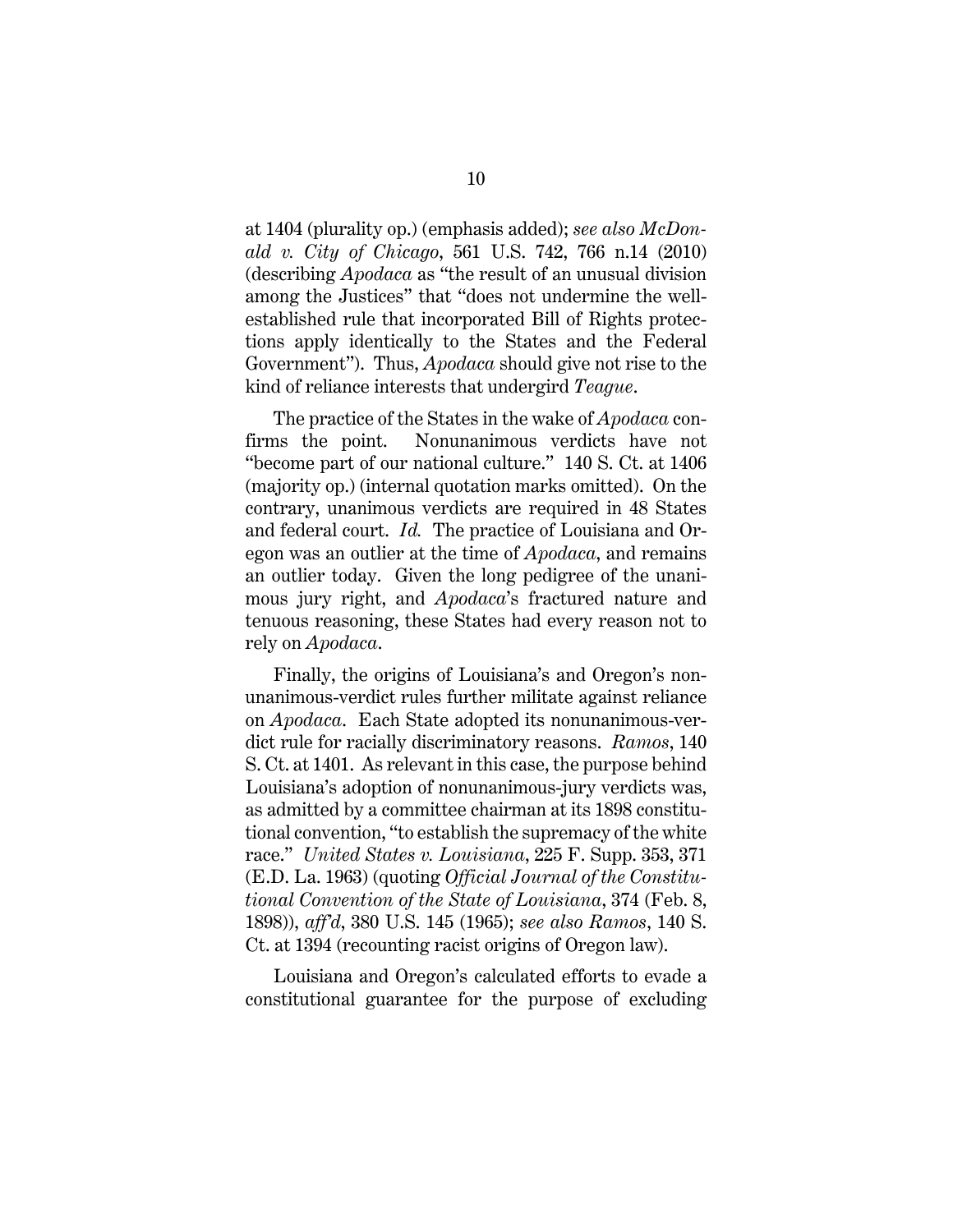at 1404 (plurality op.) (emphasis added); *see also McDonald v. City of Chicago*, 561 U.S. 742, 766 n.14 (2010) (describing *Apodaca* as "the result of an unusual division among the Justices" that "does not undermine the well-established rule that incorporated Bill of Rights protections apply identically to the States and the Federal Government"). Thus, *Apodaca* should give not rise to the kind of reliance interests that undergird *Teague*.

The practice of the States in the wake of *Apodaca* confirms the point. Nonunanimous verdicts have not "become part of our national culture." 140 S. Ct. at 1406 (majority op.) (internal quotation marks omitted). On the contrary, unanimous verdicts are required in 48 States and federal court. *Id.* The practice of Louisiana and Oregon was an outlier at the time of *Apodaca*, and remains an outlier today. Given the long pedigree of the unanimous jury right, and *Apodaca*'s fractured nature and tenuous reasoning, these States had every reason not to rely on *Apodaca*.

Finally, the origins of Louisiana's and Oregon's nonunanimous-verdict rules further militate against reliance on *Apodaca*. Each State adopted its nonunanimous-verdict rule for racially discriminatory reasons. *Ramos*, 140 S. Ct. at 1401. As relevant in this case, the purpose behind Louisiana's adoption of nonunanimous-jury verdicts was, as admitted by a committee chairman at its 1898 constitutional convention, "to establish the supremacy of the white race." *United States v. Louisiana*, 225 F. Supp. 353, 371 (E.D. La. 1963) (quoting *Official Journal of the Constitutional Convention of the State of Louisiana*, 374 (Feb. 8, 1898)), *aff'd*, 380 U.S. 145 (1965); *see also Ramos*, 140 S. Ct. at 1394 (recounting racist origins of Oregon law).

Louisiana and Oregon's calculated efforts to evade a constitutional guarantee for the purpose of excluding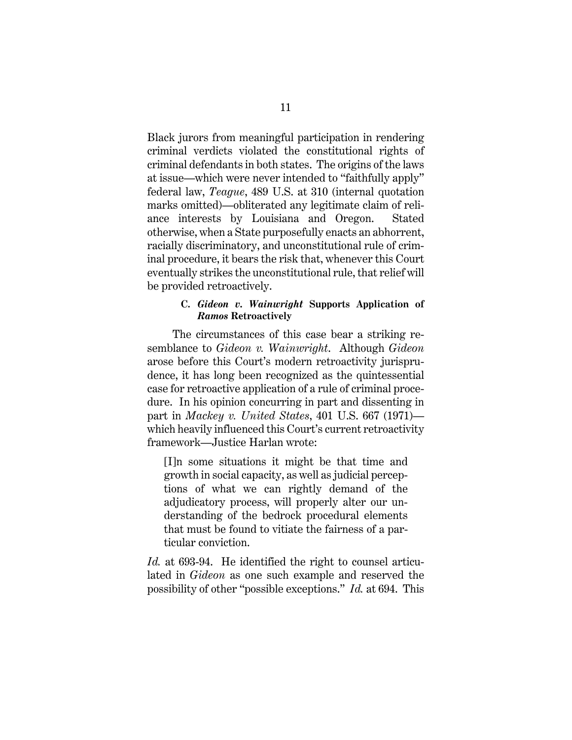Black jurors from meaningful participation in rendering criminal verdicts violated the constitutional rights of criminal defendants in both states. The origins of the laws at issue—which were never intended to "faithfully apply" federal law, *Teague*, 489 U.S. at 310 (internal quotation marks omitted)—obliterated any legitimate claim of reliance interests by Louisiana and Oregon. Stated otherwise, when a State purposefully enacts an abhorrent, racially discriminatory, and unconstitutional rule of criminal procedure, it bears the risk that, whenever this Court eventually strikes the unconstitutional rule, that relief will be provided retroactively.

### C. *Gideon v. Wainwright* Supports Application of *Ramos* Retroactively

The circumstances of this case bear a striking resemblance to *Gideon v. Wainwright*. Although *Gideon* arose before this Court's modern retroactivity jurisprudence, it has long been recognized as the quintessential case for retroactive application of a rule of criminal procedure. In his opinion concurring in part and dissenting in part in *Mackey v. United States*, 401 U.S. 667 (1971)—which heavily influenced this Court's current retroactivity framework—Justice Harlan wrote:

> [I]n some situations it might be that time and growth in social capacity, as well as judicial perceptions of what we can rightly demand of the adjudicatory process, will properly alter our understanding of the bedrock procedural elements that must be found to vitiate the fairness of a particular conviction.

*Id.* at 693-94. He identified the right to counsel articulated in *Gideon* as one such example and reserved the possibility of other "possible exceptions." *Id.* at 694. This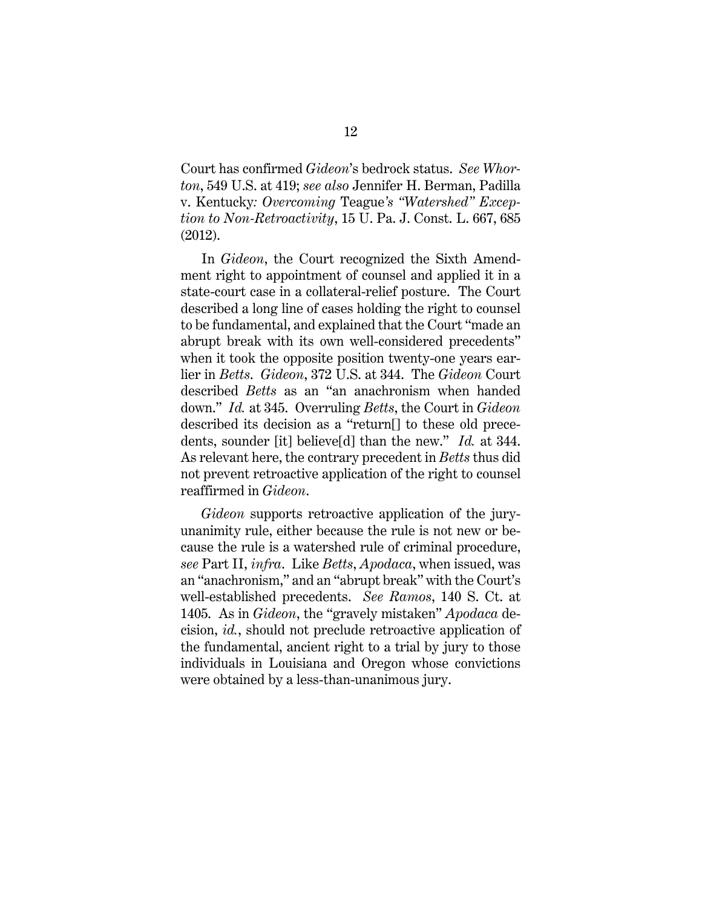Court has confirmed *Gideon*'s bedrock status. *See Whorton*, 549 U.S. at 419; *see also* Jennifer H. Berman, Padilla v. Kentucky*: Overcoming* Teague*'s "Watershed" Exception to Non-Retroactivity*, 15 U. Pa. J. Const. L. 667, 685 (2012).

In *Gideon*, the Court recognized the Sixth Amendment right to appointment of counsel and applied it in a state-court case in a collateral-relief posture. The Court described a long line of cases holding the right to counsel to be fundamental, and explained that the Court "made an abrupt break with its own well-considered precedents" when it took the opposite position twenty-one years earlier in *Betts*. *Gideon*, 372 U.S. at 344. The *Gideon* Court described *Betts* as an "an anachronism when handed down." *Id.* at 345. Overruling *Betts*, the Court in *Gideon* described its decision as a "return[] to these old precedents, sounder [it] believe[d] than the new." *Id.* at 344. As relevant here, the contrary precedent in *Betts* thus did not prevent retroactive application of the right to counsel reaffirmed in *Gideon*.

*Gideon* supports retroactive application of the jury-unanimity rule, either because the rule is not new or because the rule is a watershed rule of criminal procedure, *see* Part II, *infra*. Like *Betts*, *Apodaca*, when issued, was an "anachronism," and an "abrupt break" with the Court's well-established precedents. *See Ramos*, 140 S. Ct. at 1405. As in *Gideon*, the "gravely mistaken" *Apodaca* decision, *id.*, should not preclude retroactive application of the fundamental, ancient right to a trial by jury to those individuals in Louisiana and Oregon whose convictions were obtained by a less-than-unanimous jury.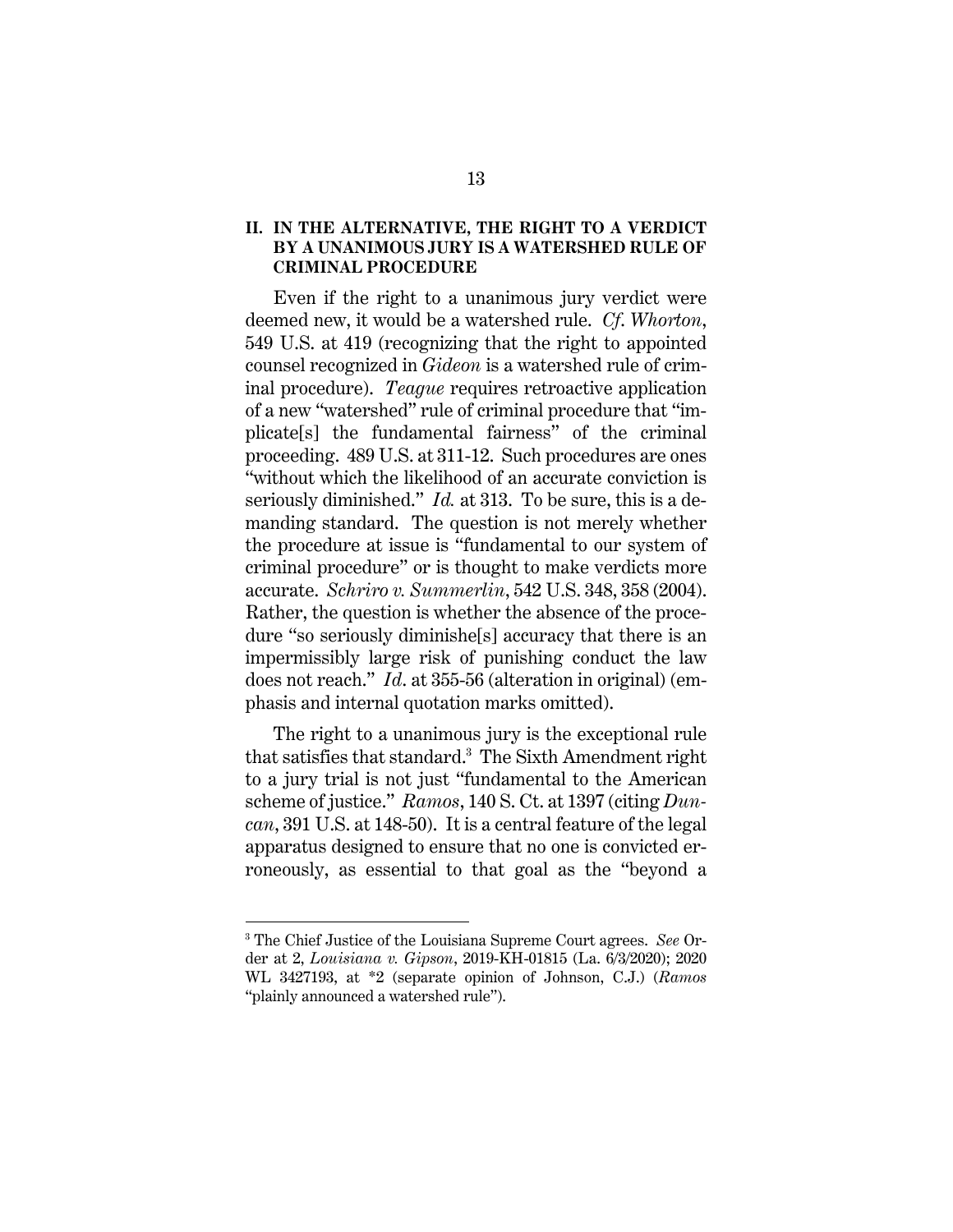## II. IN THE ALTERNATIVE, THE RIGHT TO A VERDICT BY A UNANIMOUS JURY IS A WATERSHED RULE OF CRIMINAL PROCEDURE

Even if the right to a unanimous jury verdict were deemed new, it would be a watershed rule. *Cf. Whorton*, 549 U.S. at 419 (recognizing that the right to appointed counsel recognized in *Gideon* is a watershed rule of criminal procedure). *Teague* requires retroactive application of a new "watershed" rule of criminal procedure that "implicate[s] the fundamental fairness" of the criminal proceeding. 489 U.S. at 311-12. Such procedures are ones "without which the likelihood of an accurate conviction is seriously diminished." *Id.* at 313. To be sure, this is a demanding standard. The question is not merely whether the procedure at issue is "fundamental to our system of criminal procedure" or is thought to make verdicts more accurate. *Schriro v. Summerlin*, 542 U.S. 348, 358 (2004). Rather, the question is whether the absence of the procedure "so seriously diminishe[s] accuracy that there is an impermissibly large risk of punishing conduct the law does not reach." *Id*. at 355-56 (alteration in original) (emphasis and internal quotation marks omitted).

The right to a unanimous jury is the exceptional rule that satisfies that standard.[3] The Sixth Amendment right to a jury trial is not just "fundamental to the American scheme of justice." *Ramos*, 140 S. Ct. at 1397 (citing *Duncan*, 391 U.S. at 148-50). It is a central feature of the legal apparatus designed to ensure that no one is convicted erroneously, as essential to that goal as the "beyond a

[3] The Chief Justice of the Louisiana Supreme Court agrees. *See* Order at 2, *Louisiana v. Gipson*, 2019-KH-01815 (La. 6/3/2020); 2020 WL 3427193, at *2 (separate opinion of Johnson, C.J.) (*Ramos* "plainly announced a watershed rule").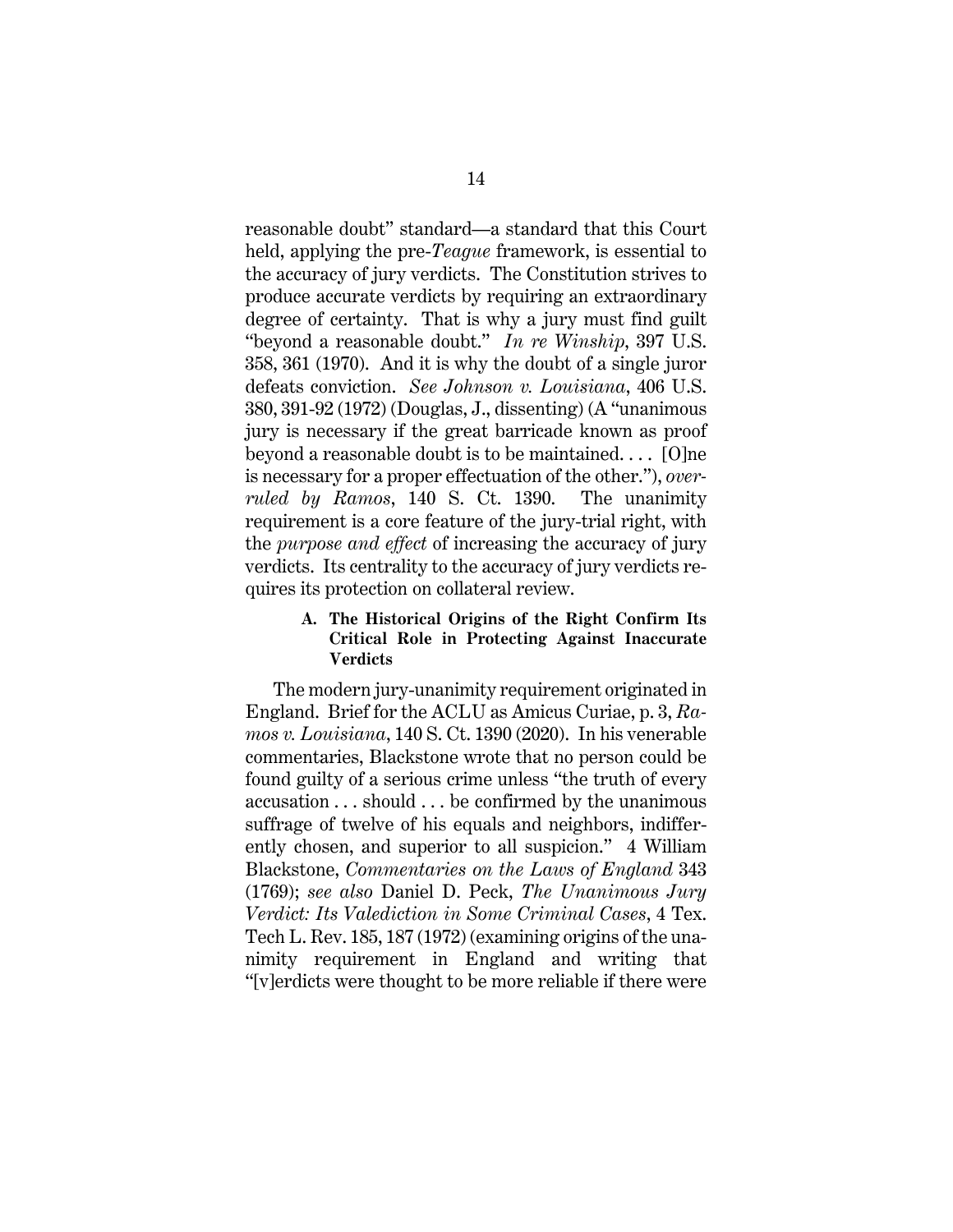reasonable doubt" standard—a standard that this Court held, applying the pre-*Teague* framework, is essential to the accuracy of jury verdicts. The Constitution strives to produce accurate verdicts by requiring an extraordinary degree of certainty. That is why a jury must find guilt "beyond a reasonable doubt." *In re Winship*, 397 U.S. 358, 361 (1970). And it is why the doubt of a single juror defeats conviction. *See Johnson v. Louisiana*, 406 U.S. 380, 391-92 (1972) (Douglas, J., dissenting) (A "unanimous jury is necessary if the great barricade known as proof beyond a reasonable doubt is to be maintained. . . . [O]ne is necessary for a proper effectuation of the other."), *overruled by Ramos*, 140 S. Ct. 1390. The unanimity requirement is a core feature of the jury-trial right, with the *purpose and effect* of increasing the accuracy of jury verdicts. Its centrality to the accuracy of jury verdicts requires its protection on collateral review.

### A. The Historical Origins of the Right Confirm Its Critical Role in Protecting Against Inaccurate Verdicts

The modern jury-unanimity requirement originated in England. Brief for the ACLU as Amicus Curiae, p. 3, *Ramos v. Louisiana*, 140 S. Ct. 1390 (2020). In his venerable commentaries, Blackstone wrote that no person could be found guilty of a serious crime unless "the truth of every accusation . . . should . . . be confirmed by the unanimous suffrage of twelve of his equals and neighbors, indifferently chosen, and superior to all suspicion." 4 William Blackstone, *Commentaries on the Laws of England* 343 (1769); *see also* Daniel D. Peck, *The Unanimous Jury Verdict: Its Valediction in Some Criminal Cases*, 4 Tex. Tech L. Rev. 185, 187 (1972) (examining origins of the unanimity requirement in England and writing that "[v]erdicts were thought to be more reliable if there were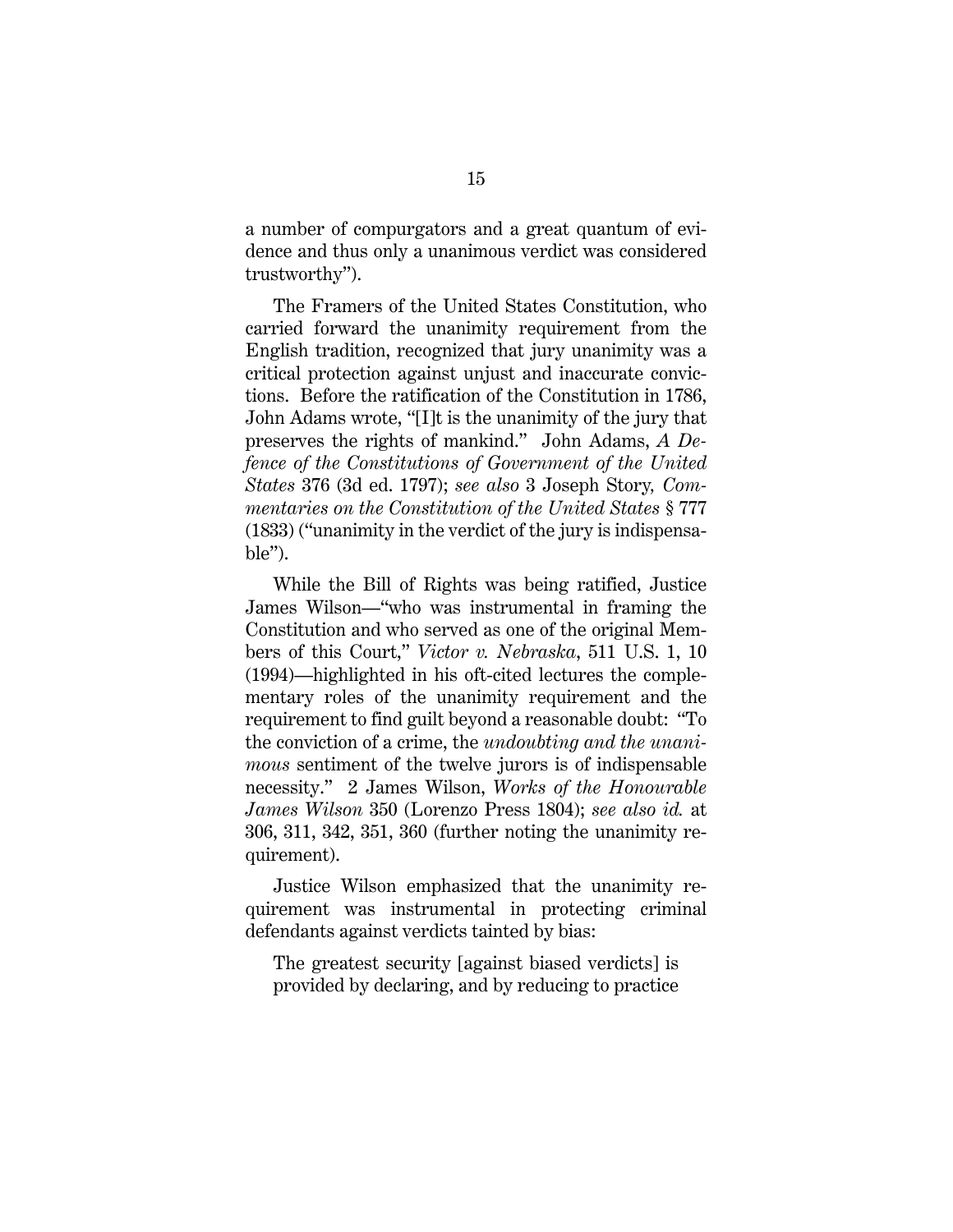a number of compurgators and a great quantum of evidence and thus only a unanimous verdict was considered trustworthy").

The Framers of the United States Constitution, who carried forward the unanimity requirement from the English tradition, recognized that jury unanimity was a critical protection against unjust and inaccurate convictions. Before the ratification of the Constitution in 1786, John Adams wrote, "[I]t is the unanimity of the jury that preserves the rights of mankind." John Adams, *A Defence of the Constitutions of Government of the United States* 376 (3d ed. 1797); *see also* 3 Joseph Story, *Commentaries on the Constitution of the United States* § 777 (1833) ("unanimity in the verdict of the jury is indispensable").

While the Bill of Rights was being ratified, Justice James Wilson—"who was instrumental in framing the Constitution and who served as one of the original Members of this Court," *Victor v. Nebraska*, 511 U.S. 1, 10 (1994)—highlighted in his oft-cited lectures the complementary roles of the unanimity requirement and the requirement to find guilt beyond a reasonable doubt: "To the conviction of a crime, the *undoubting and the unanimous* sentiment of the twelve jurors is of indispensable necessity." 2 James Wilson, *Works of the Honourable James Wilson* 350 (Lorenzo Press 1804); *see also id.* at 306, 311, 342, 351, 360 (further noting the unanimity requirement).

Justice Wilson emphasized that the unanimity requirement was instrumental in protecting criminal defendants against verdicts tainted by bias:

> The greatest security [against biased verdicts] is provided by declaring, and by reducing to practice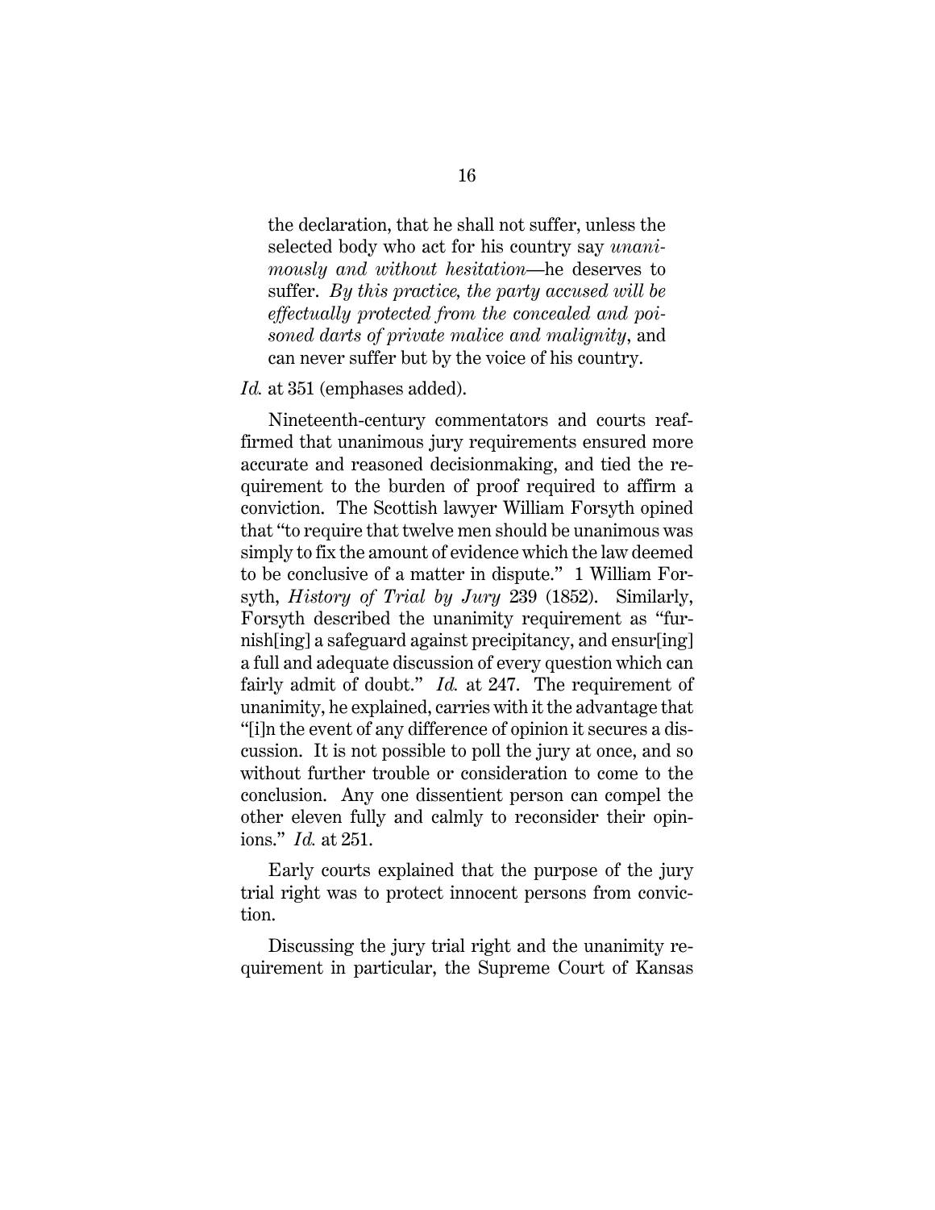> the declaration, that he shall not suffer, unless the selected body who act for his country say *unanimously and without hesitation*—he deserves to suffer. *By this practice, the party accused will be effectually protected from the concealed and poisoned darts of private malice and malignity*, and can never suffer but by the voice of his country.

*Id.* at 351 (emphases added).

Nineteenth-century commentators and courts reaffirmed that unanimous jury requirements ensured more accurate and reasoned decisionmaking, and tied the requirement to the burden of proof required to affirm a conviction. The Scottish lawyer William Forsyth opined that "to require that twelve men should be unanimous was simply to fix the amount of evidence which the law deemed to be conclusive of a matter in dispute." 1 William Forsyth, *History of Trial by Jury* 239 (1852). Similarly, Forsyth described the unanimity requirement as "furnish[ing] a safeguard against precipitancy, and ensur[ing] a full and adequate discussion of every question which can fairly admit of doubt." *Id.* at 247. The requirement of unanimity, he explained, carries with it the advantage that "[i]n the event of any difference of opinion it secures a discussion. It is not possible to poll the jury at once, and so without further trouble or consideration to come to the conclusion. Any one dissentient person can compel the other eleven fully and calmly to reconsider their opinions." *Id.* at 251.

Early courts explained that the purpose of the jury trial right was to protect innocent persons from conviction.

Discussing the jury trial right and the unanimity requirement in particular, the Supreme Court of Kansas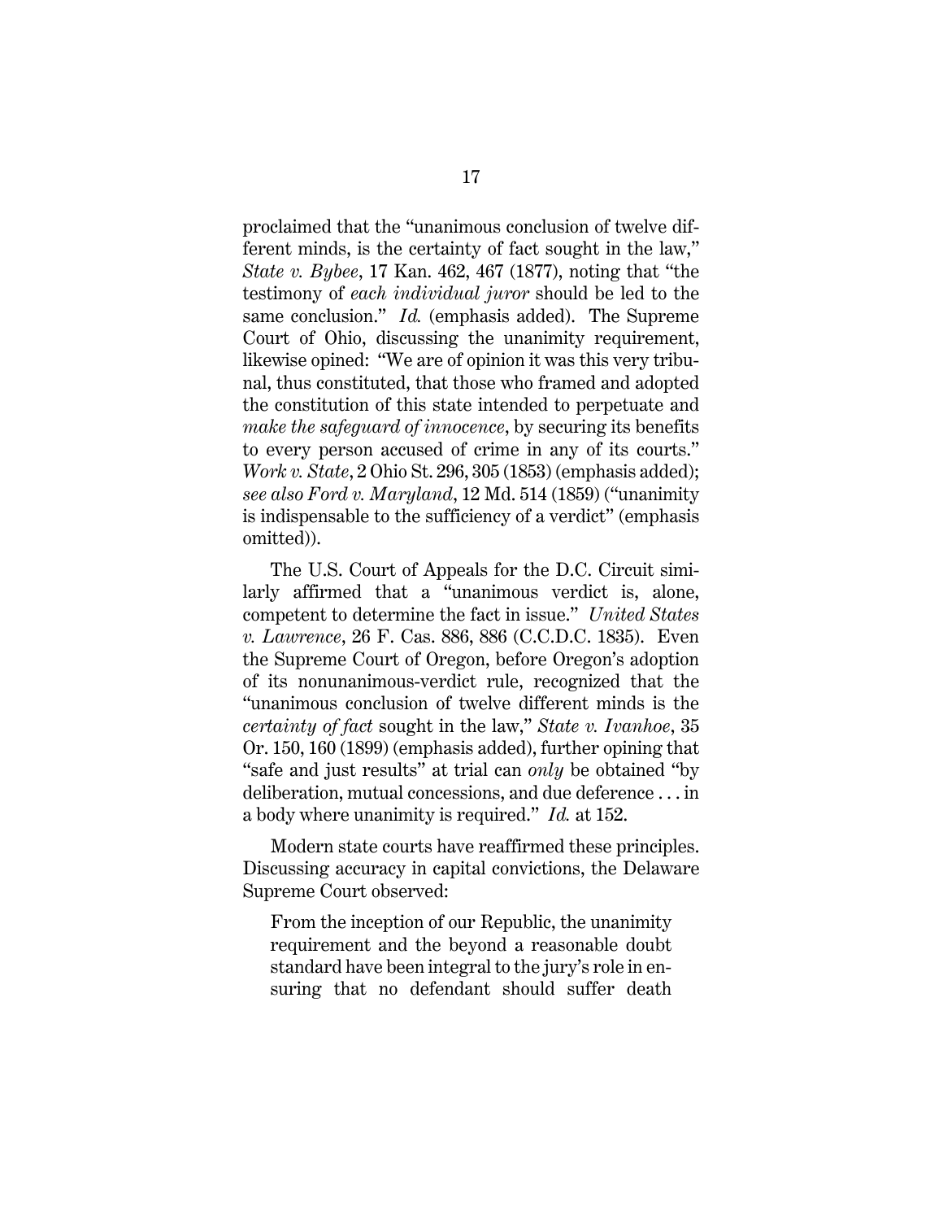proclaimed that the "unanimous conclusion of twelve different minds, is the certainty of fact sought in the law," *State v. Bybee*, 17 Kan. 462, 467 (1877), noting that "the testimony of *each individual juror* should be led to the same conclusion." *Id.* (emphasis added). The Supreme Court of Ohio, discussing the unanimity requirement, likewise opined: "We are of opinion it was this very tribunal, thus constituted, that those who framed and adopted the constitution of this state intended to perpetuate and *make the safeguard of innocence*, by securing its benefits to every person accused of crime in any of its courts." *Work v. State*, 2 Ohio St. 296, 305 (1853) (emphasis added); *see also Ford v. Maryland*, 12 Md. 514 (1859) ("unanimity is indispensable to the sufficiency of a verdict" (emphasis omitted)).

The U.S. Court of Appeals for the D.C. Circuit similarly affirmed that a "unanimous verdict is, alone, competent to determine the fact in issue." *United States v. Lawrence*, 26 F. Cas. 886, 886 (C.C.D.C. 1835). Even the Supreme Court of Oregon, before Oregon's adoption of its nonunanimous-verdict rule, recognized that the "unanimous conclusion of twelve different minds is the *certainty of fact* sought in the law," *State v. Ivanhoe*, 35 Or. 150, 160 (1899) (emphasis added), further opining that "safe and just results" at trial can *only* be obtained "by deliberation, mutual concessions, and due deference . . . in a body where unanimity is required." *Id.* at 152.

Modern state courts have reaffirmed these principles. Discussing accuracy in capital convictions, the Delaware Supreme Court observed:

> From the inception of our Republic, the unanimity requirement and the beyond a reasonable doubt standard have been integral to the jury's role in ensuring that no defendant should suffer death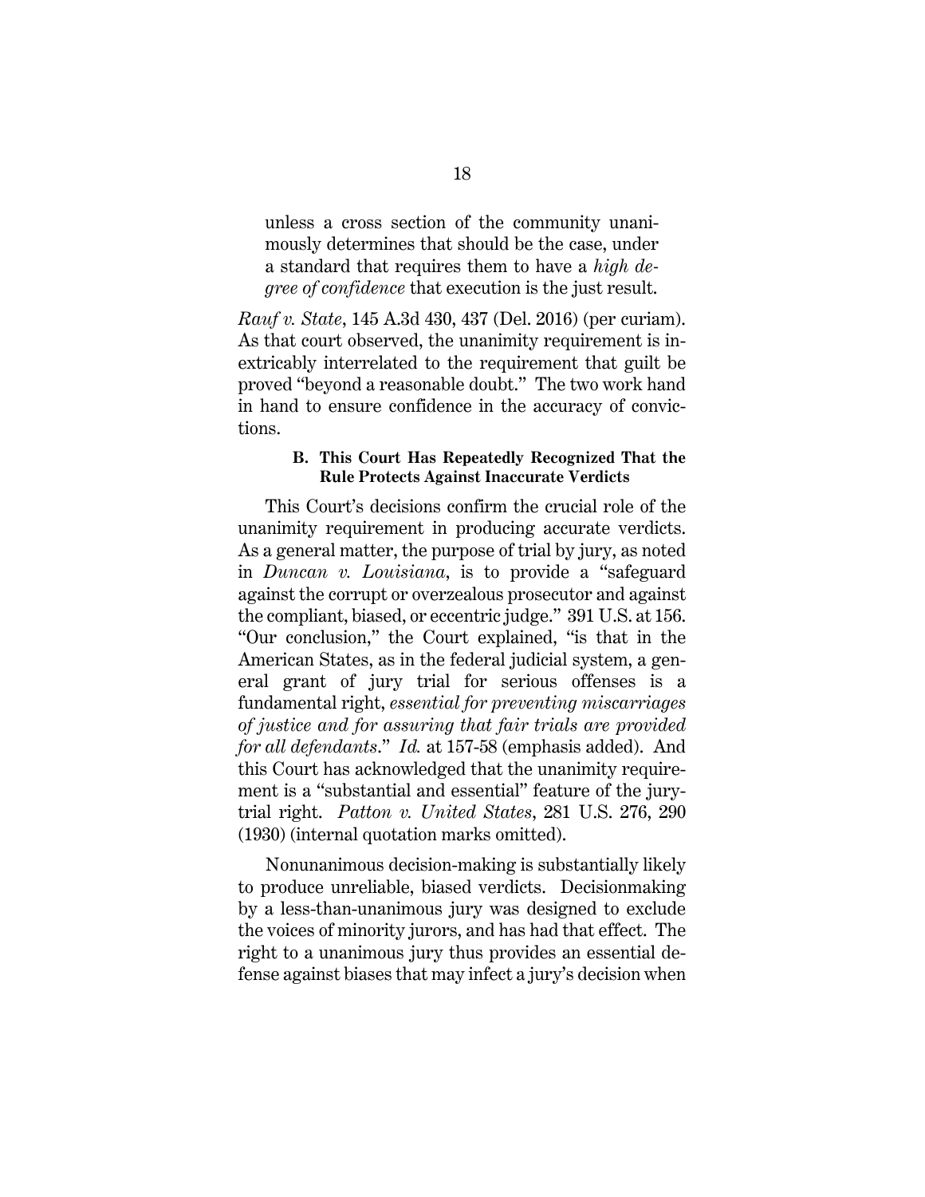> unless a cross section of the community unanimously determines that should be the case, under a standard that requires them to have a *high degree of confidence* that execution is the just result.

*Rauf v. State*, 145 A.3d 430, 437 (Del. 2016) (per curiam). As that court observed, the unanimity requirement is inextricably interrelated to the requirement that guilt be proved "beyond a reasonable doubt." The two work hand in hand to ensure confidence in the accuracy of convictions.

### B. This Court Has Repeatedly Recognized That the Rule Protects Against Inaccurate Verdicts

This Court's decisions confirm the crucial role of the unanimity requirement in producing accurate verdicts. As a general matter, the purpose of trial by jury, as noted in *Duncan v. Louisiana*, is to provide a "safeguard against the corrupt or overzealous prosecutor and against the compliant, biased, or eccentric judge." 391 U.S. at 156. "Our conclusion," the Court explained, "is that in the American States, as in the federal judicial system, a general grant of jury trial for serious offenses is a fundamental right, *essential for preventing miscarriages of justice and for assuring that fair trials are provided for all defendants*." *Id.* at 157-58 (emphasis added). And this Court has acknowledged that the unanimity requirement is a "substantial and essential" feature of the jury-trial right. *Patton v. United States*, 281 U.S. 276, 290 (1930) (internal quotation marks omitted).

Nonunanimous decision-making is substantially likely to produce unreliable, biased verdicts. Decisionmaking by a less-than-unanimous jury was designed to exclude the voices of minority jurors, and has had that effect. The right to a unanimous jury thus provides an essential defense against biases that may infect a jury's decision when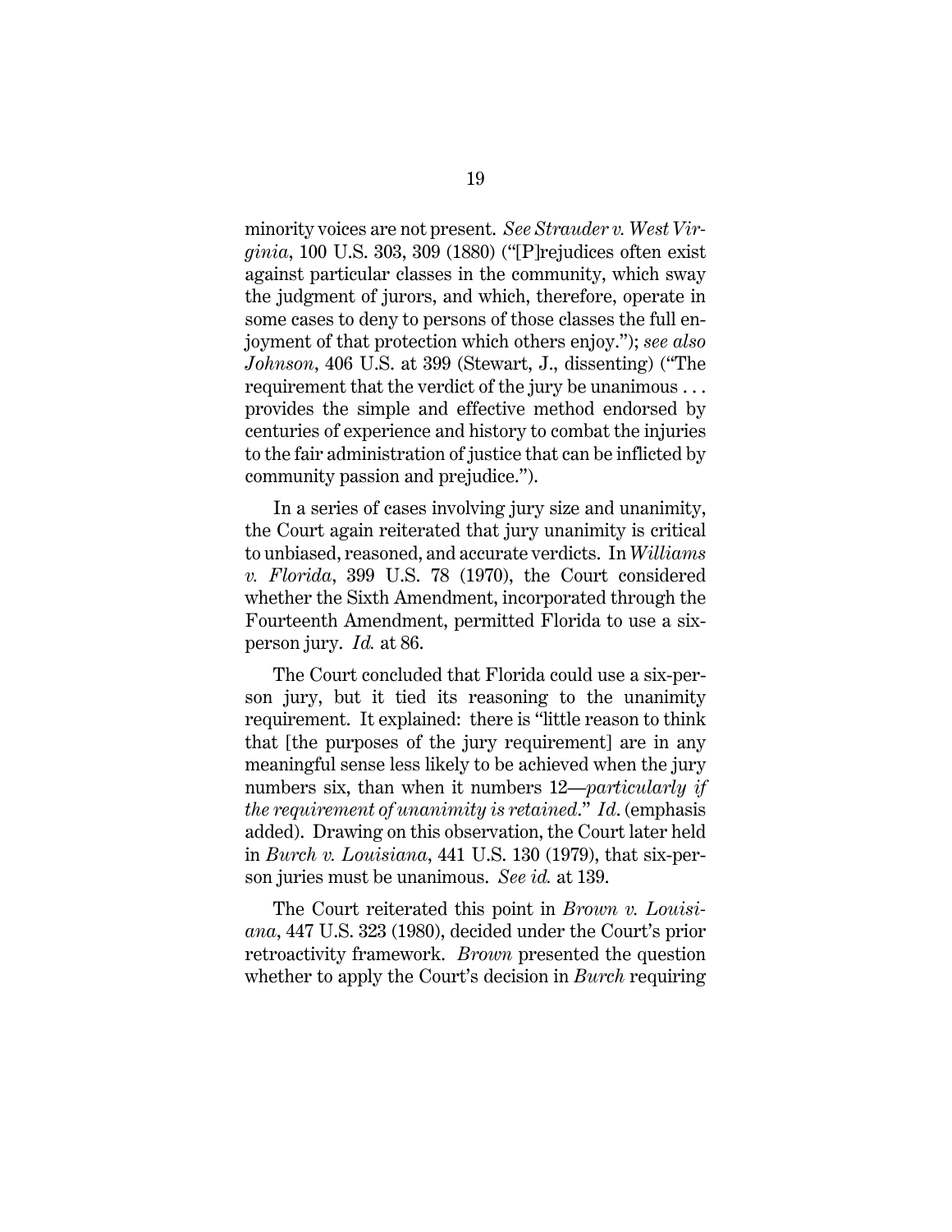minority voices are not present. *See Strauder v. West Virginia*, 100 U.S. 303, 309 (1880) ("[P]rejudices often exist against particular classes in the community, which sway the judgment of jurors, and which, therefore, operate in some cases to deny to persons of those classes the full enjoyment of that protection which others enjoy."); *see also Johnson*, 406 U.S. at 399 (Stewart, J., dissenting) ("The requirement that the verdict of the jury be unanimous . . . provides the simple and effective method endorsed by centuries of experience and history to combat the injuries to the fair administration of justice that can be inflicted by community passion and prejudice.").

In a series of cases involving jury size and unanimity, the Court again reiterated that jury unanimity is critical to unbiased, reasoned, and accurate verdicts. In *Williams v. Florida*, 399 U.S. 78 (1970), the Court considered whether the Sixth Amendment, incorporated through the Fourteenth Amendment, permitted Florida to use a six-person jury. *Id.* at 86.

The Court concluded that Florida could use a six-person jury, but it tied its reasoning to the unanimity requirement. It explained: there is "little reason to think that [the purposes of the jury requirement] are in any meaningful sense less likely to be achieved when the jury numbers six, than when it numbers 12—*particularly if the requirement of unanimity is retained*." *Id*. (emphasis added). Drawing on this observation, the Court later held in *Burch v. Louisiana*, 441 U.S. 130 (1979), that six-person juries must be unanimous. *See id.* at 139.

The Court reiterated this point in *Brown v. Louisiana*, 447 U.S. 323 (1980), decided under the Court's prior retroactivity framework. *Brown* presented the question whether to apply the Court's decision in *Burch* requiring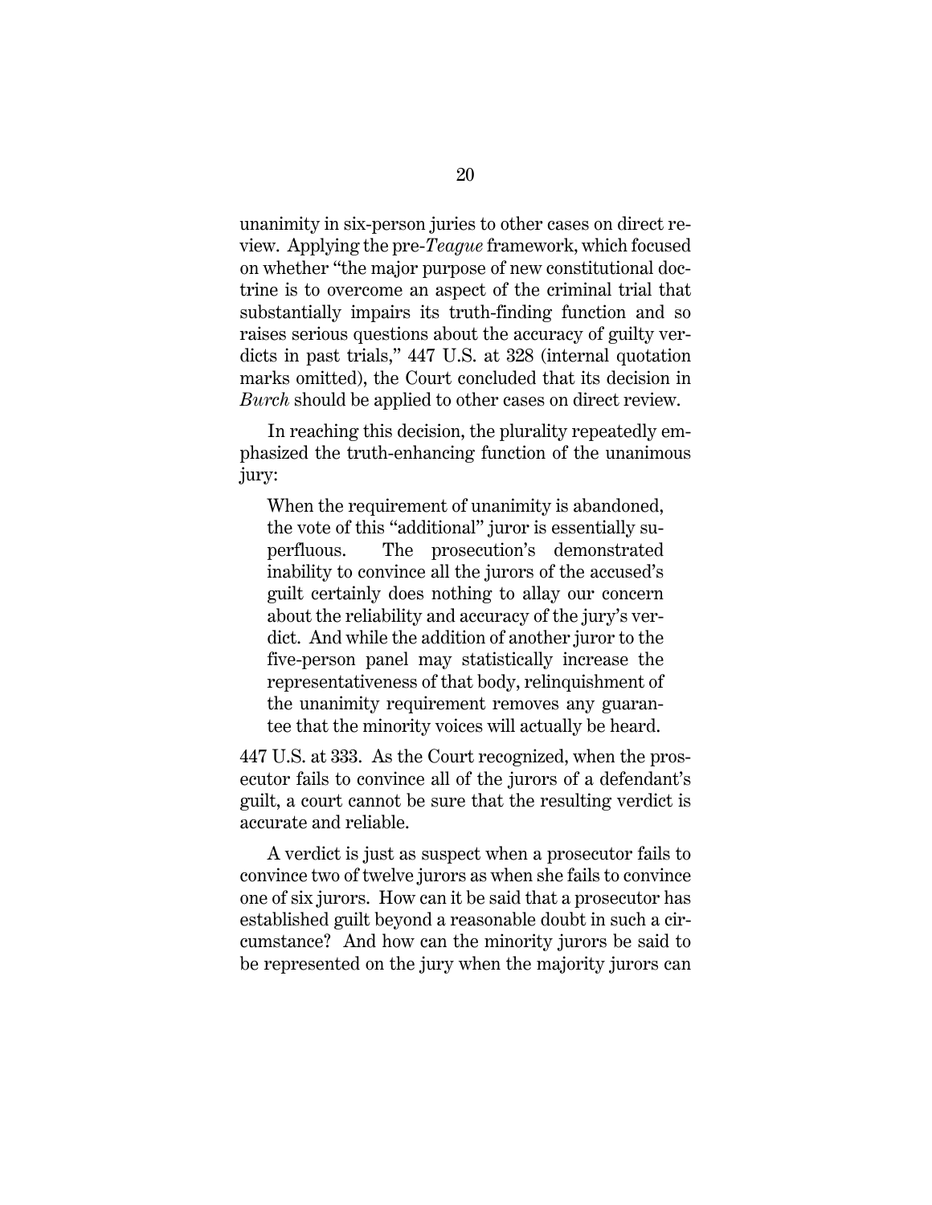unanimity in six-person juries to other cases on direct review. Applying the pre-*Teague* framework, which focused on whether "the major purpose of new constitutional doctrine is to overcome an aspect of the criminal trial that substantially impairs its truth-finding function and so raises serious questions about the accuracy of guilty verdicts in past trials," 447 U.S. at 328 (internal quotation marks omitted), the Court concluded that its decision in *Burch* should be applied to other cases on direct review.

In reaching this decision, the plurality repeatedly emphasized the truth-enhancing function of the unanimous jury:

> When the requirement of unanimity is abandoned, the vote of this "additional" juror is essentially superfluous. The prosecution's demonstrated inability to convince all the jurors of the accused's guilt certainly does nothing to allay our concern about the reliability and accuracy of the jury's verdict. And while the addition of another juror to the five-person panel may statistically increase the representativeness of that body, relinquishment of the unanimity requirement removes any guarantee that the minority voices will actually be heard.

447 U.S. at 333. As the Court recognized, when the prosecutor fails to convince all of the jurors of a defendant's guilt, a court cannot be sure that the resulting verdict is accurate and reliable.

A verdict is just as suspect when a prosecutor fails to convince two of twelve jurors as when she fails to convince one of six jurors. How can it be said that a prosecutor has established guilt beyond a reasonable doubt in such a circumstance? And how can the minority jurors be said to be represented on the jury when the majority jurors can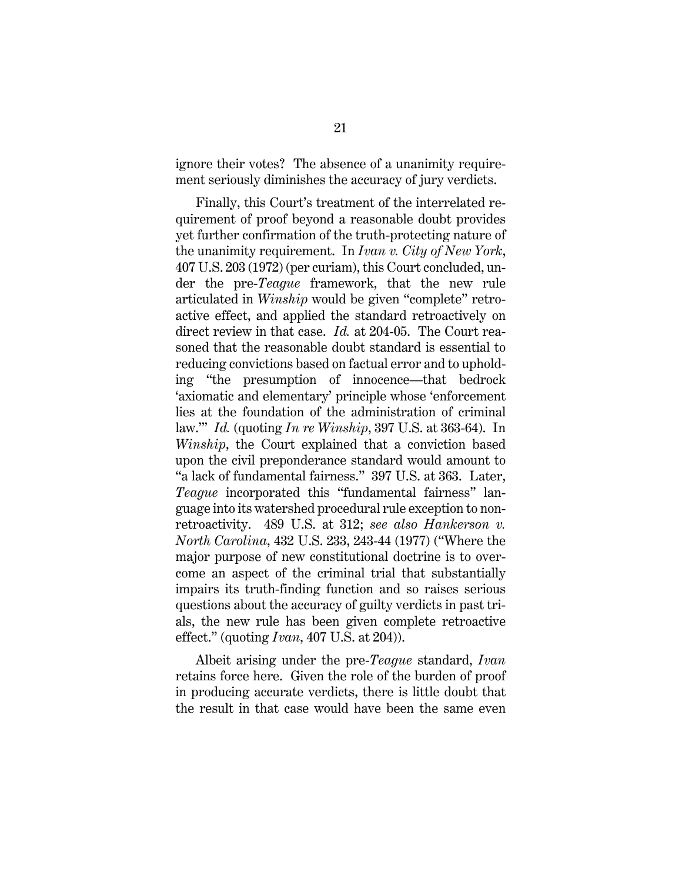ignore their votes? The absence of a unanimity requirement seriously diminishes the accuracy of jury verdicts.

Finally, this Court's treatment of the interrelated requirement of proof beyond a reasonable doubt provides yet further confirmation of the truth-protecting nature of the unanimity requirement. In *Ivan v. City of New York*, 407 U.S. 203 (1972) (per curiam), this Court concluded, under the pre-*Teague* framework, that the new rule articulated in *Winship* would be given "complete" retroactive effect, and applied the standard retroactively on direct review in that case. *Id.* at 204-05. The Court reasoned that the reasonable doubt standard is essential to reducing convictions based on factual error and to upholding "the presumption of innocence—that bedrock 'axiomatic and elementary' principle whose 'enforcement lies at the foundation of the administration of criminal law.'" *Id.* (quoting *In re Winship*, 397 U.S. at 363-64). In *Winship*, the Court explained that a conviction based upon the civil preponderance standard would amount to "a lack of fundamental fairness." 397 U.S. at 363. Later, *Teague* incorporated this "fundamental fairness" language into its watershed procedural rule exception to nonretroactivity. 489 U.S. at 312; *see also Hankerson v. North Carolina*, 432 U.S. 233, 243-44 (1977) ("Where the major purpose of new constitutional doctrine is to overcome an aspect of the criminal trial that substantially impairs its truth-finding function and so raises serious questions about the accuracy of guilty verdicts in past trials, the new rule has been given complete retroactive effect." (quoting *Ivan*, 407 U.S. at 204)).

Albeit arising under the pre-*Teague* standard, *Ivan* retains force here. Given the role of the burden of proof in producing accurate verdicts, there is little doubt that the result in that case would have been the same even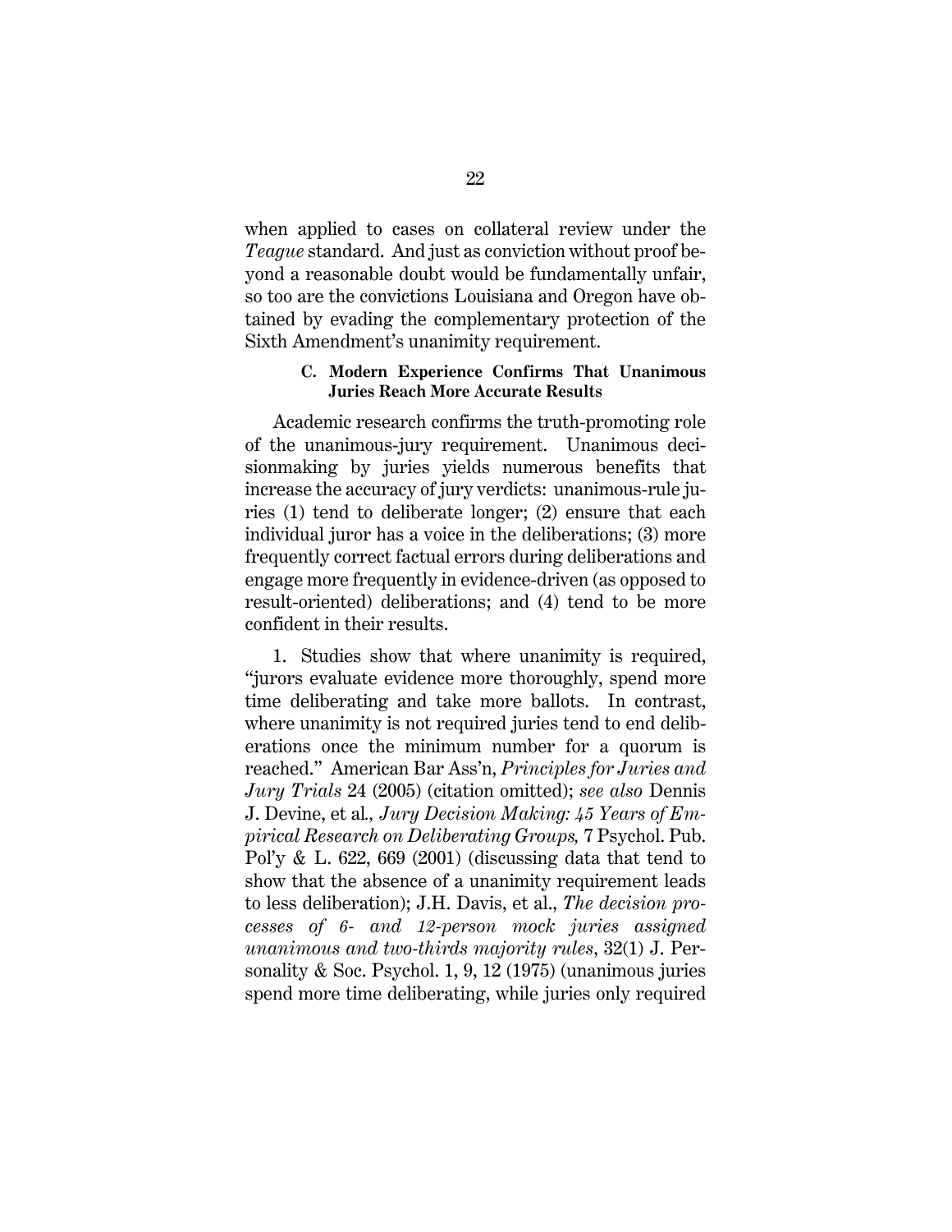when applied to cases on collateral review under the *Teague* standard. And just as conviction without proof beyond a reasonable doubt would be fundamentally unfair, so too are the convictions Louisiana and Oregon have obtained by evading the complementary protection of the Sixth Amendment's unanimity requirement.

### C. Modern Experience Confirms That Unanimous Juries Reach More Accurate Results

Academic research confirms the truth-promoting role of the unanimous-jury requirement. Unanimous decisionmaking by juries yields numerous benefits that increase the accuracy of jury verdicts: unanimous-rule juries (1) tend to deliberate longer; (2) ensure that each individual juror has a voice in the deliberations; (3) more frequently correct factual errors during deliberations and engage more frequently in evidence-driven (as opposed to result-oriented) deliberations; and (4) tend to be more confident in their results.

1. Studies show that where unanimity is required, "jurors evaluate evidence more thoroughly, spend more time deliberating and take more ballots. In contrast, where unanimity is not required juries tend to end deliberations once the minimum number for a quorum is reached." American Bar Ass'n, *Principles for Juries and Jury Trials* 24 (2005) (citation omitted); *see also* Dennis J. Devine, et al., *Jury Decision Making: 45 Years of Empirical Research on Deliberating Groups,* 7 Psychol. Pub. Pol'y & L. 622, 669 (2001) (discussing data that tend to show that the absence of a unanimity requirement leads to less deliberation); J.H. Davis, et al., *The decision processes of 6- and 12-person mock juries assigned unanimous and two-thirds majority rules*, 32(1) J. Personality & Soc. Psychol. 1, 9, 12 (1975) (unanimous juries spend more time deliberating, while juries only required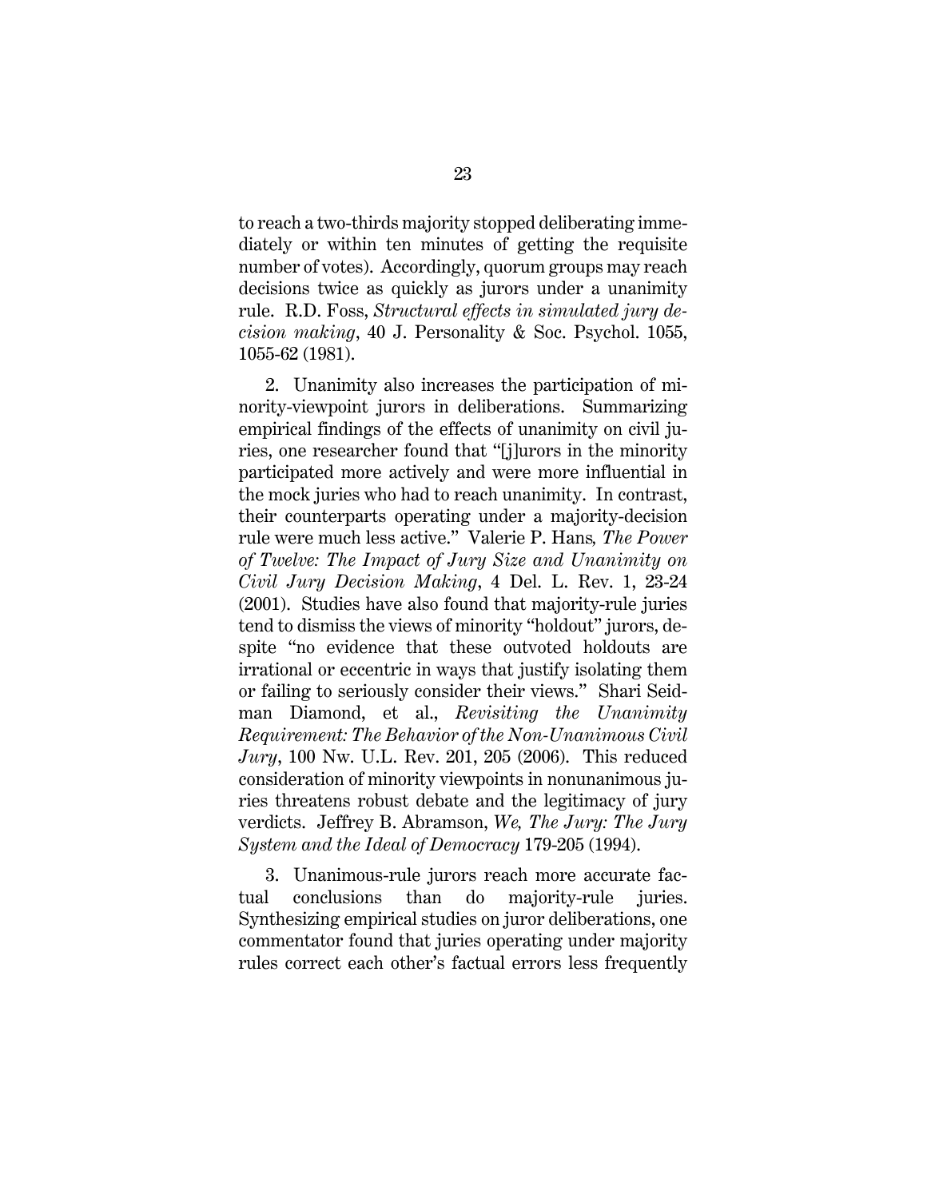to reach a two-thirds majority stopped deliberating immediately or within ten minutes of getting the requisite number of votes). Accordingly, quorum groups may reach decisions twice as quickly as jurors under a unanimity rule. R.D. Foss, *Structural effects in simulated jury decision making*, 40 J. Personality & Soc. Psychol. 1055, 1055-62 (1981).

2. Unanimity also increases the participation of minority-viewpoint jurors in deliberations. Summarizing empirical findings of the effects of unanimity on civil juries, one researcher found that "[j]urors in the minority participated more actively and were more influential in the mock juries who had to reach unanimity. In contrast, their counterparts operating under a majority-decision rule were much less active." Valerie P. Hans, *The Power of Twelve: The Impact of Jury Size and Unanimity on Civil Jury Decision Making*, 4 Del. L. Rev. 1, 23-24 (2001). Studies have also found that majority-rule juries tend to dismiss the views of minority "holdout" jurors, despite "no evidence that these outvoted holdouts are irrational or eccentric in ways that justify isolating them or failing to seriously consider their views." Shari Seidman Diamond, et al., *Revisiting the Unanimity Requirement: The Behavior of the Non-Unanimous Civil Jury*, 100 Nw. U.L. Rev. 201, 205 (2006). This reduced consideration of minority viewpoints in nonunanimous juries threatens robust debate and the legitimacy of jury verdicts. Jeffrey B. Abramson, *We, The Jury: The Jury System and the Ideal of Democracy* 179-205 (1994).

3. Unanimous-rule jurors reach more accurate factual conclusions than do majority-rule juries. Synthesizing empirical studies on juror deliberations, one commentator found that juries operating under majority rules correct each other's factual errors less frequently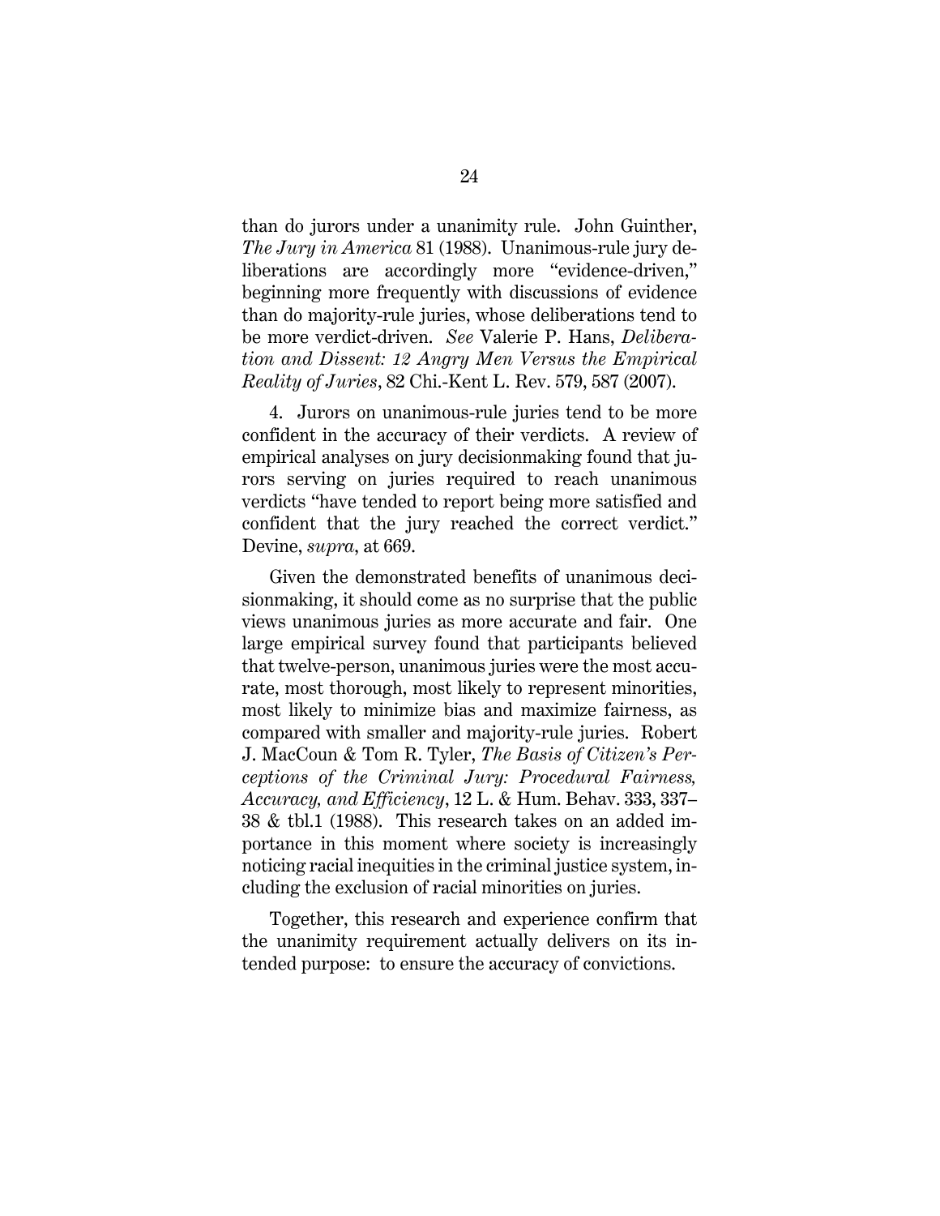than do jurors under a unanimity rule. John Guinther, *The Jury in America* 81 (1988). Unanimous-rule jury deliberations are accordingly more "evidence-driven," beginning more frequently with discussions of evidence than do majority-rule juries, whose deliberations tend to be more verdict-driven. *See* Valerie P. Hans, *Deliberation and Dissent: 12 Angry Men Versus the Empirical Reality of Juries*, 82 Chi.-Kent L. Rev. 579, 587 (2007).

4. Jurors on unanimous-rule juries tend to be more confident in the accuracy of their verdicts. A review of empirical analyses on jury decisionmaking found that jurors serving on juries required to reach unanimous verdicts "have tended to report being more satisfied and confident that the jury reached the correct verdict." Devine, *supra*, at 669.

Given the demonstrated benefits of unanimous decisionmaking, it should come as no surprise that the public views unanimous juries as more accurate and fair. One large empirical survey found that participants believed that twelve-person, unanimous juries were the most accurate, most thorough, most likely to represent minorities, most likely to minimize bias and maximize fairness, as compared with smaller and majority-rule juries. Robert J. MacCoun & Tom R. Tyler, *The Basis of Citizen's Perceptions of the Criminal Jury: Procedural Fairness, Accuracy, and Efficiency*, 12 L. & Hum. Behav. 333, 337–38 & tbl.1 (1988). This research takes on an added importance in this moment where society is increasingly noticing racial inequities in the criminal justice system, including the exclusion of racial minorities on juries.

Together, this research and experience confirm that the unanimity requirement actually delivers on its intended purpose: to ensure the accuracy of convictions.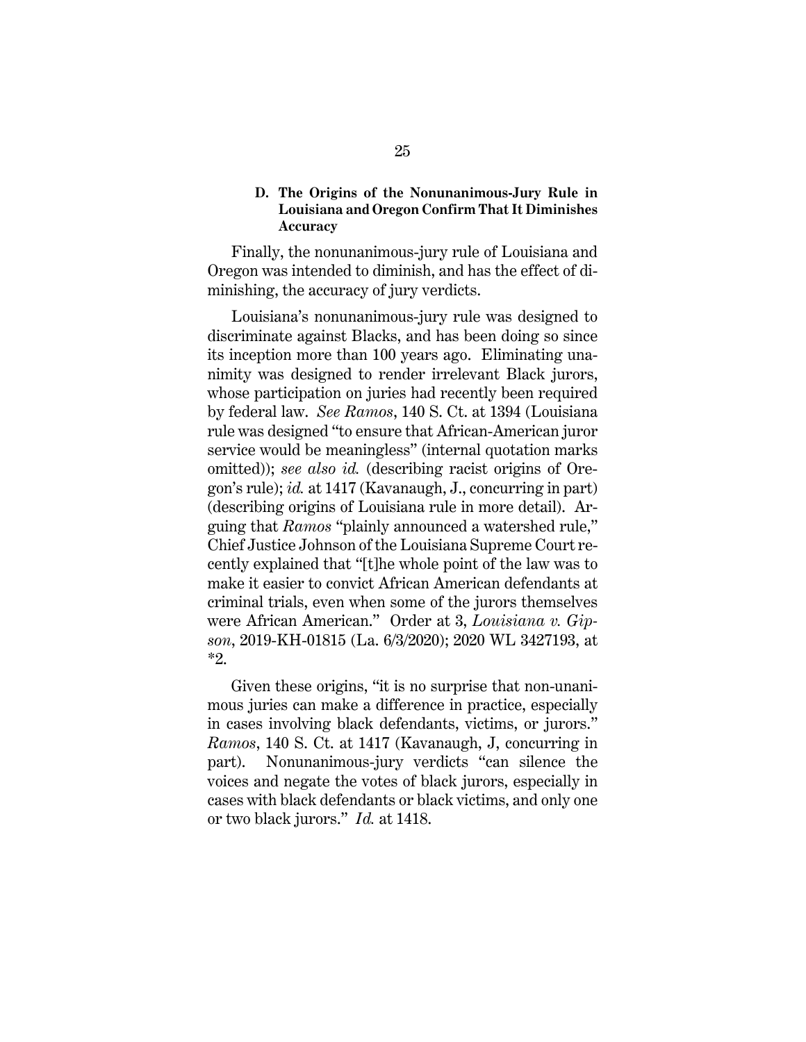### D. The Origins of the Nonunanimous-Jury Rule in Louisiana and Oregon Confirm That It Diminishes Accuracy

Finally, the nonunanimous-jury rule of Louisiana and Oregon was intended to diminish, and has the effect of diminishing, the accuracy of jury verdicts.

Louisiana's nonunanimous-jury rule was designed to discriminate against Blacks, and has been doing so since its inception more than 100 years ago. Eliminating unanimity was designed to render irrelevant Black jurors, whose participation on juries had recently been required by federal law. *See Ramos*, 140 S. Ct. at 1394 (Louisiana rule was designed "to ensure that African-American juror service would be meaningless" (internal quotation marks omitted)); *see also id.* (describing racist origins of Oregon's rule); *id.* at 1417 (Kavanaugh, J., concurring in part) (describing origins of Louisiana rule in more detail). Arguing that *Ramos* "plainly announced a watershed rule," Chief Justice Johnson of the Louisiana Supreme Court recently explained that "[t]he whole point of the law was to make it easier to convict African American defendants at criminal trials, even when some of the jurors themselves were African American." Order at 3, *Louisiana v. Gipson*, 2019-KH-01815 (La. 6/3/2020); 2020 WL 3427193, at *2.

Given these origins, "it is no surprise that non-unanimous juries can make a difference in practice, especially in cases involving black defendants, victims, or jurors." *Ramos*, 140 S. Ct. at 1417 (Kavanaugh, J, concurring in part). Nonunanimous-jury verdicts "can silence the voices and negate the votes of black jurors, especially in cases with black defendants or black victims, and only one or two black jurors." *Id.* at 1418.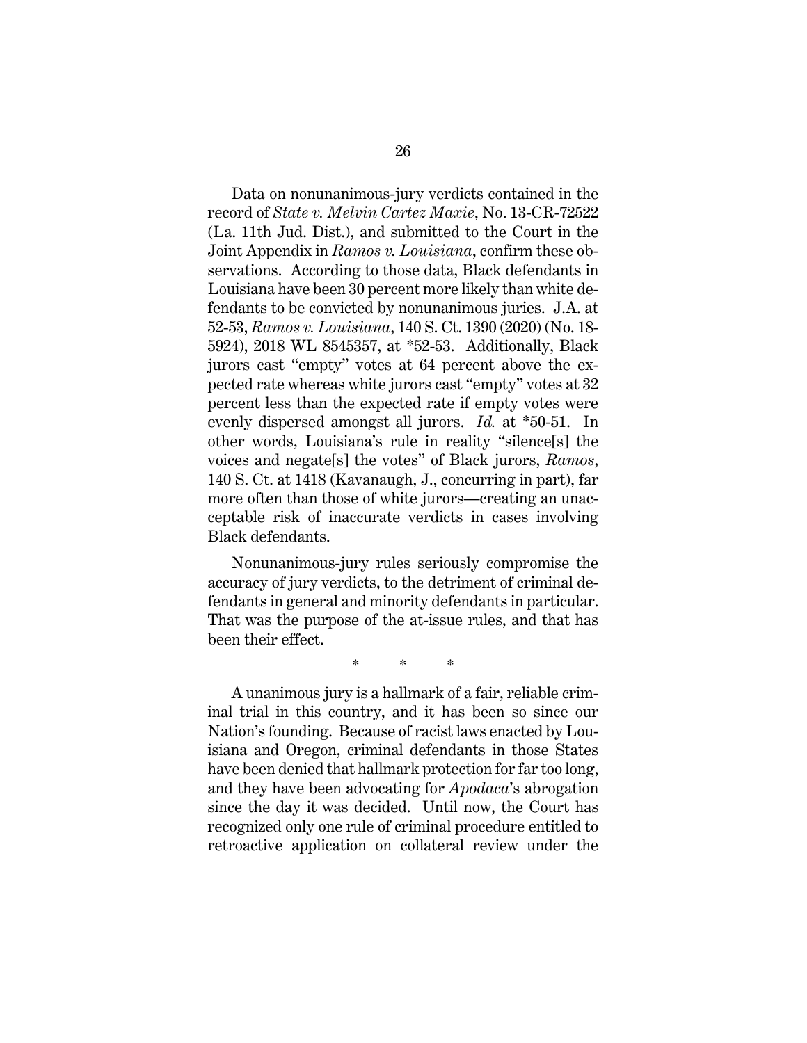Data on nonunanimous-jury verdicts contained in the record of *State v. Melvin Cartez Maxie*, No. 13-CR-72522 (La. 11th Jud. Dist.), and submitted to the Court in the Joint Appendix in *Ramos v. Louisiana*, confirm these observations. According to those data, Black defendants in Louisiana have been 30 percent more likely than white defendants to be convicted by nonunanimous juries. J.A. at 52-53, *Ramos v. Louisiana*, 140 S. Ct. 1390 (2020) (No. 18-5924), 2018 WL 8545357, at *52-53. Additionally, Black jurors cast "empty" votes at 64 percent above the expected rate whereas white jurors cast "empty" votes at 32 percent less than the expected rate if empty votes were evenly dispersed amongst all jurors. *Id.* at *50-51. In other words, Louisiana's rule in reality "silence[s] the voices and negate[s] the votes" of Black jurors, *Ramos*, 140 S. Ct. at 1418 (Kavanaugh, J., concurring in part), far more often than those of white jurors—creating an unacceptable risk of inaccurate verdicts in cases involving Black defendants.

Nonunanimous-jury rules seriously compromise the accuracy of jury verdicts, to the detriment of criminal defendants in general and minority defendants in particular. That was the purpose of the at-issue rules, and that has been their effect.

\* \* \*

A unanimous jury is a hallmark of a fair, reliable criminal trial in this country, and it has been so since our Nation's founding. Because of racist laws enacted by Louisiana and Oregon, criminal defendants in those States have been denied that hallmark protection for far too long, and they have been advocating for *Apodaca*'s abrogation since the day it was decided. Until now, the Court has recognized only one rule of criminal procedure entitled to retroactive application on collateral review under the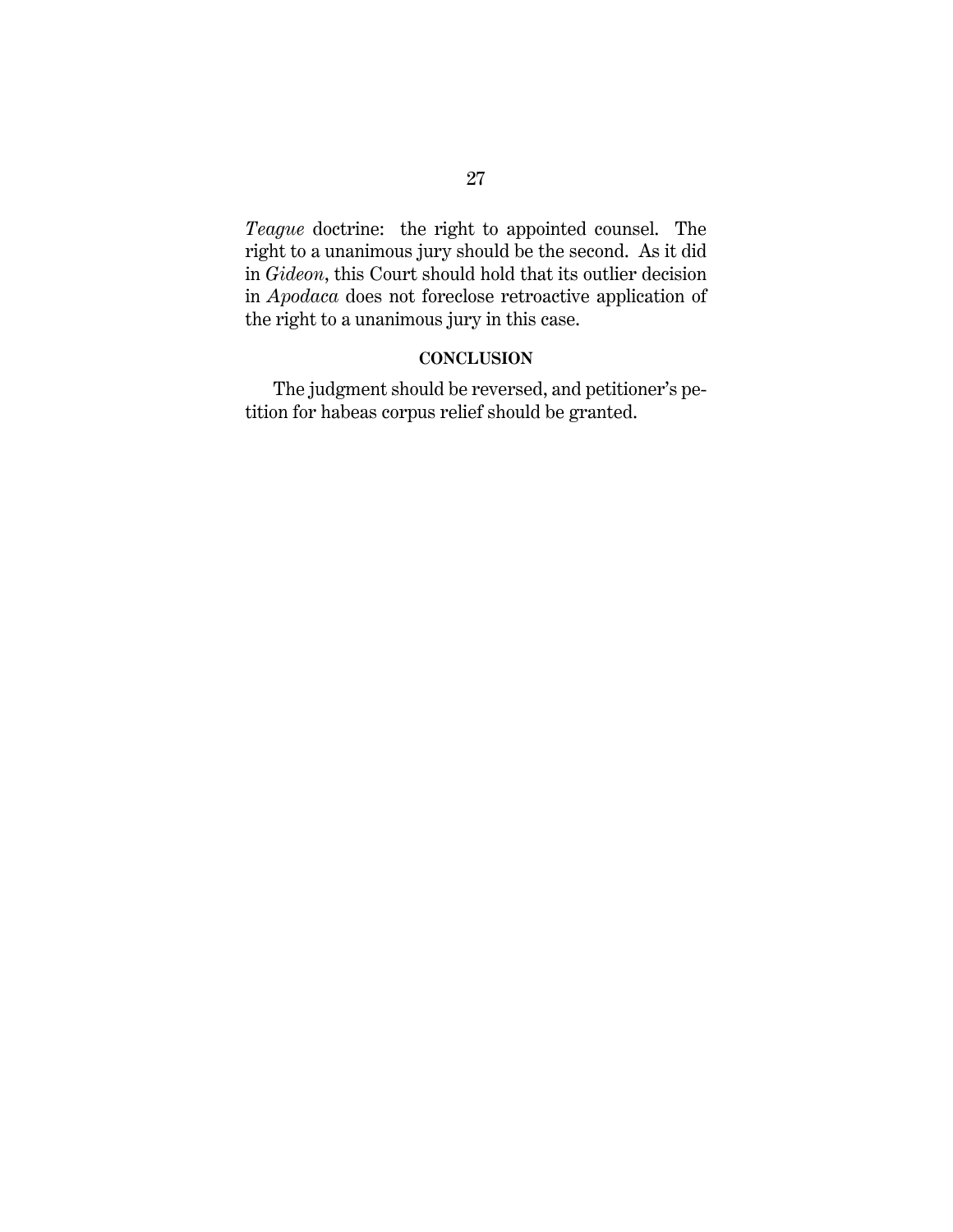*Teague* doctrine: the right to appointed counsel. The right to a unanimous jury should be the second. As it did in *Gideon*, this Court should hold that its outlier decision in *Apodaca* does not foreclose retroactive application of the right to a unanimous jury in this case.

## CONCLUSION

The judgment should be reversed, and petitioner's petition for habeas corpus relief should be granted.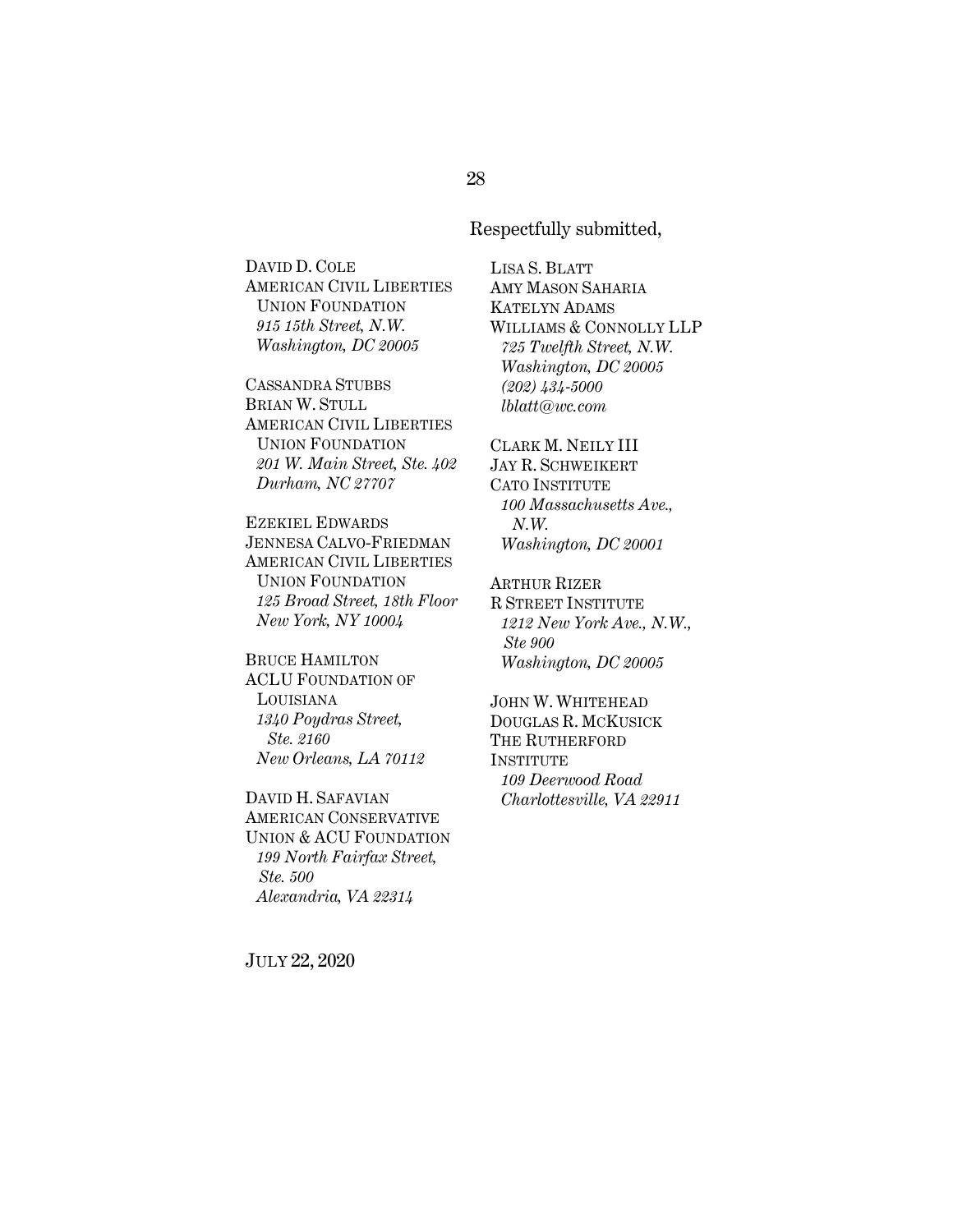Respectfully submitted,

DAVID D. COLE
AMERICAN CIVIL LIBERTIES UNION FOUNDATION
*915 15th Street, N.W.*
*Washington, DC 20005*

CASSANDRA STUBBS
BRIAN W. STULL
AMERICAN CIVIL LIBERTIES UNION FOUNDATION
*201 W. Main Street, Ste. 402*
*Durham, NC 27707*

EZEKIEL EDWARDS
JENNESA CALVO-FRIEDMAN
AMERICAN CIVIL LIBERTIES UNION FOUNDATION
*125 Broad Street, 18th Floor*
*New York, NY 10004*

BRUCE HAMILTON
ACLU FOUNDATION OF LOUISIANA
*1340 Poydras Street, Ste. 2160*
*New Orleans, LA 70112*

DAVID H. SAFAVIAN
AMERICAN CONSERVATIVE UNION & ACU FOUNDATION
*199 North Fairfax Street, Ste. 500*
*Alexandria, VA 22314*

LISA S. BLATT
AMY MASON SAHARIA
KATELYN ADAMS
WILLIAMS & CONNOLLY LLP
*725 Twelfth Street, N.W.*
*Washington, DC 20005*
*(202) 434-5000*
*lblatt@wc.com*

CLARK M. NEILY III
JAY R. SCHWEIKERT
CATO INSTITUTE
*100 Massachusetts Ave., N.W.*
*Washington, DC 20001*

ARTHUR RIZER
R STREET INSTITUTE
*1212 New York Ave., N.W., Ste 900*
*Washington, DC 20005*

JOHN W. WHITEHEAD
DOUGLAS R. MCKUSICK
THE RUTHERFORD INSTITUTE
*109 Deerwood Road*
*Charlottesville, VA 22911*

JULY 22, 2020